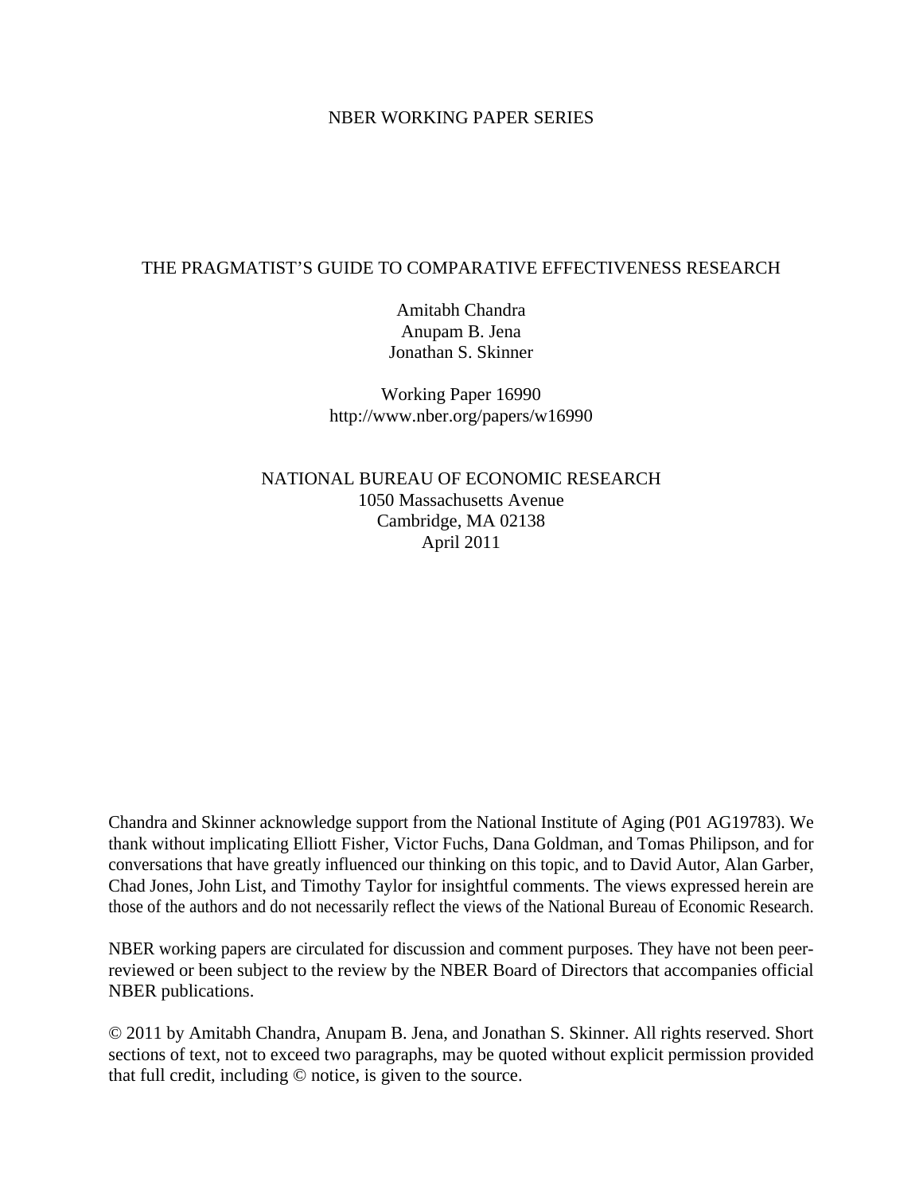NBER WORKING PAPER SERIES

# THE PRAGMATIST'S GUIDE TO COMPARATIVE EFFECTIVENESS RESEARCH

Amitabh Chandra
Anupam B. Jena
Jonathan S. Skinner

Working Paper 16990
http://www.nber.org/papers/w16990

NATIONAL BUREAU OF ECONOMIC RESEARCH
1050 Massachusetts Avenue
Cambridge, MA 02138
April 2011

Chandra and Skinner acknowledge support from the National Institute of Aging (P01 AG19783). We thank without implicating Elliott Fisher, Victor Fuchs, Dana Goldman, and Tomas Philipson, and for conversations that have greatly influenced our thinking on this topic, and to David Autor, Alan Garber, Chad Jones, John List, and Timothy Taylor for insightful comments. The views expressed herein are those of the authors and do not necessarily reflect the views of the National Bureau of Economic Research.

NBER working papers are circulated for discussion and comment purposes. They have not been peer-reviewed or been subject to the review by the NBER Board of Directors that accompanies official NBER publications.

© 2011 by Amitabh Chandra, Anupam B. Jena, and Jonathan S. Skinner. All rights reserved. Short sections of text, not to exceed two paragraphs, may be quoted without explicit permission provided that full credit, including © notice, is given to the source.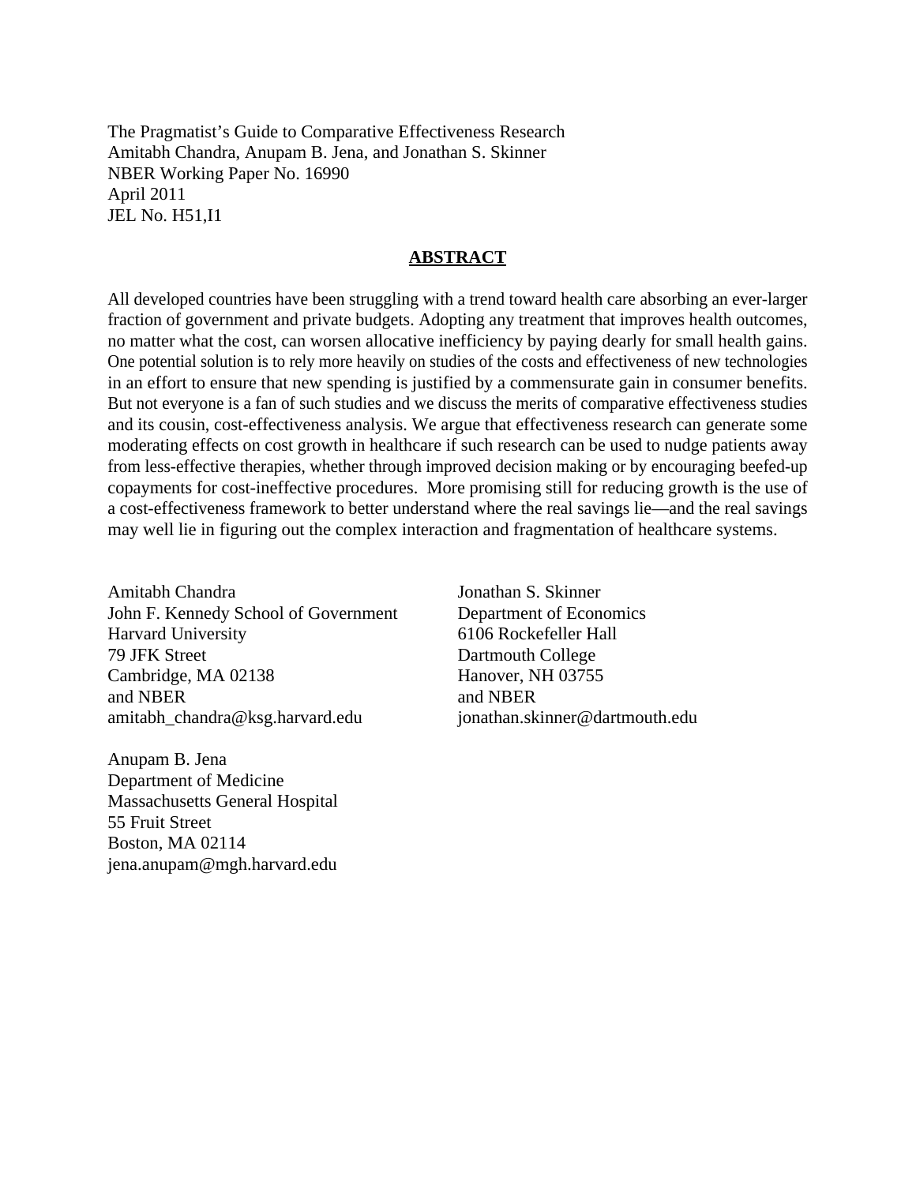The Pragmatist's Guide to Comparative Effectiveness Research
Amitabh Chandra, Anupam B. Jena, and Jonathan S. Skinner
NBER Working Paper No. 16990
April 2011
JEL No. H51,I1

## ABSTRACT

All developed countries have been struggling with a trend toward health care absorbing an ever-larger fraction of government and private budgets. Adopting any treatment that improves health outcomes, no matter what the cost, can worsen allocative inefficiency by paying dearly for small health gains. One potential solution is to rely more heavily on studies of the costs and effectiveness of new technologies in an effort to ensure that new spending is justified by a commensurate gain in consumer benefits. But not everyone is a fan of such studies and we discuss the merits of comparative effectiveness studies and its cousin, cost-effectiveness analysis. We argue that effectiveness research can generate some moderating effects on cost growth in healthcare if such research can be used to nudge patients away from less-effective therapies, whether through improved decision making or by encouraging beefed-up copayments for cost-ineffective procedures. More promising still for reducing growth is the use of a cost-effectiveness framework to better understand where the real savings lie—and the real savings may well lie in figuring out the complex interaction and fragmentation of healthcare systems.

Amitabh Chandra
John F. Kennedy School of Government
Harvard University
79 JFK Street
Cambridge, MA 02138
and NBER
amitabh_chandra@ksg.harvard.edu

Jonathan S. Skinner
Department of Economics
6106 Rockefeller Hall
Dartmouth College
Hanover, NH 03755
and NBER
jonathan.skinner@dartmouth.edu

Anupam B. Jena
Department of Medicine
Massachusetts General Hospital
55 Fruit Street
Boston, MA 02114
jena.anupam@mgh.harvard.edu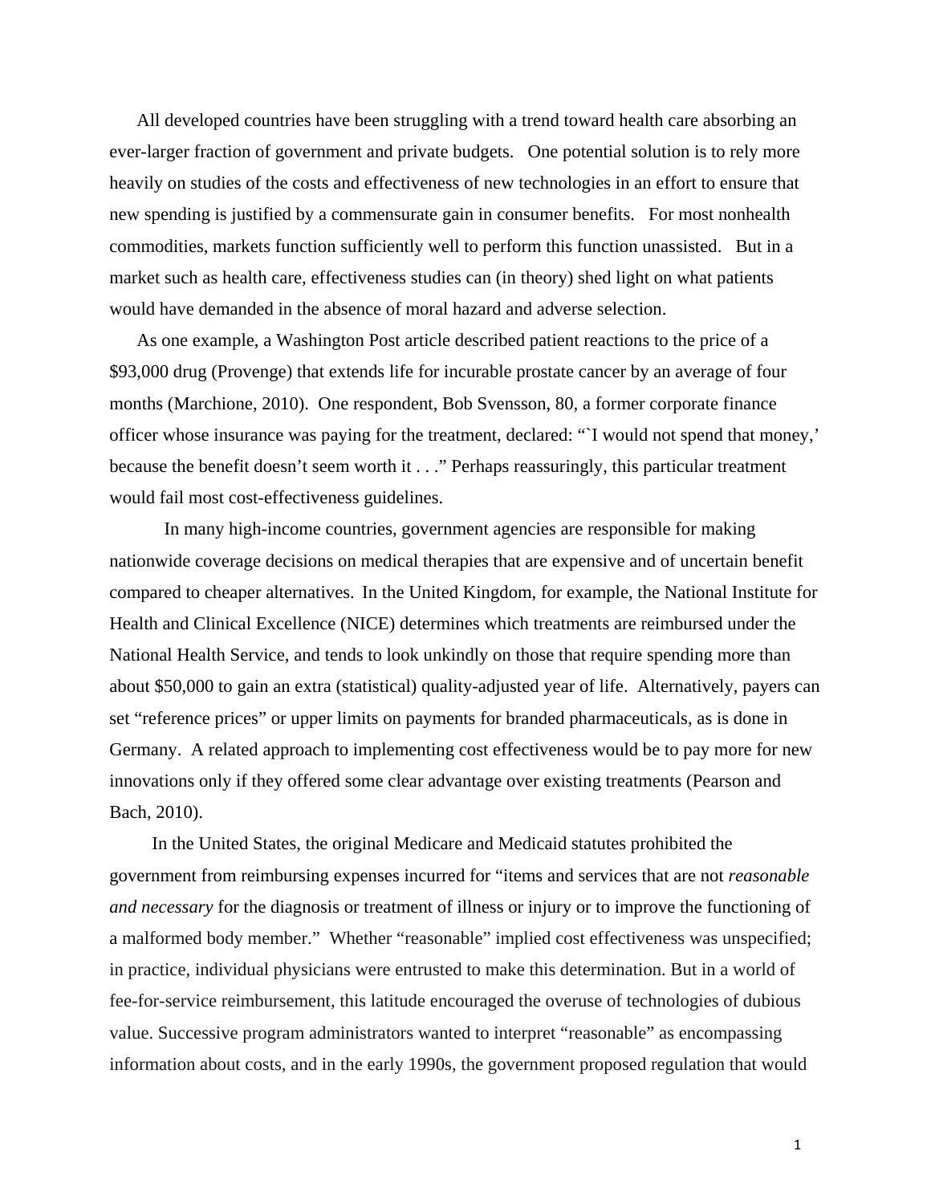All developed countries have been struggling with a trend toward health care absorbing an ever-larger fraction of government and private budgets. One potential solution is to rely more heavily on studies of the costs and effectiveness of new technologies in an effort to ensure that new spending is justified by a commensurate gain in consumer benefits. For most nonhealth commodities, markets function sufficiently well to perform this function unassisted. But in a market such as health care, effectiveness studies can (in theory) shed light on what patients would have demanded in the absence of moral hazard and adverse selection.

As one example, a Washington Post article described patient reactions to the price of a $93,000 drug (Provenge) that extends life for incurable prostate cancer by an average of four months (Marchione, 2010). One respondent, Bob Svensson, 80, a former corporate finance officer whose insurance was paying for the treatment, declared: "`I would not spend that money,' because the benefit doesn't seem worth it . . ." Perhaps reassuringly, this particular treatment would fail most cost-effectiveness guidelines.

In many high-income countries, government agencies are responsible for making nationwide coverage decisions on medical therapies that are expensive and of uncertain benefit compared to cheaper alternatives. In the United Kingdom, for example, the National Institute for Health and Clinical Excellence (NICE) determines which treatments are reimbursed under the National Health Service, and tends to look unkindly on those that require spending more than about $50,000 to gain an extra (statistical) quality-adjusted year of life. Alternatively, payers can set "reference prices" or upper limits on payments for branded pharmaceuticals, as is done in Germany. A related approach to implementing cost effectiveness would be to pay more for new innovations only if they offered some clear advantage over existing treatments (Pearson and Bach, 2010).

In the United States, the original Medicare and Medicaid statutes prohibited the government from reimbursing expenses incurred for "items and services that are not *reasonable and necessary* for the diagnosis or treatment of illness or injury or to improve the functioning of a malformed body member." Whether "reasonable" implied cost effectiveness was unspecified; in practice, individual physicians were entrusted to make this determination. But in a world of fee-for-service reimbursement, this latitude encouraged the overuse of technologies of dubious value. Successive program administrators wanted to interpret "reasonable" as encompassing information about costs, and in the early 1990s, the government proposed regulation that would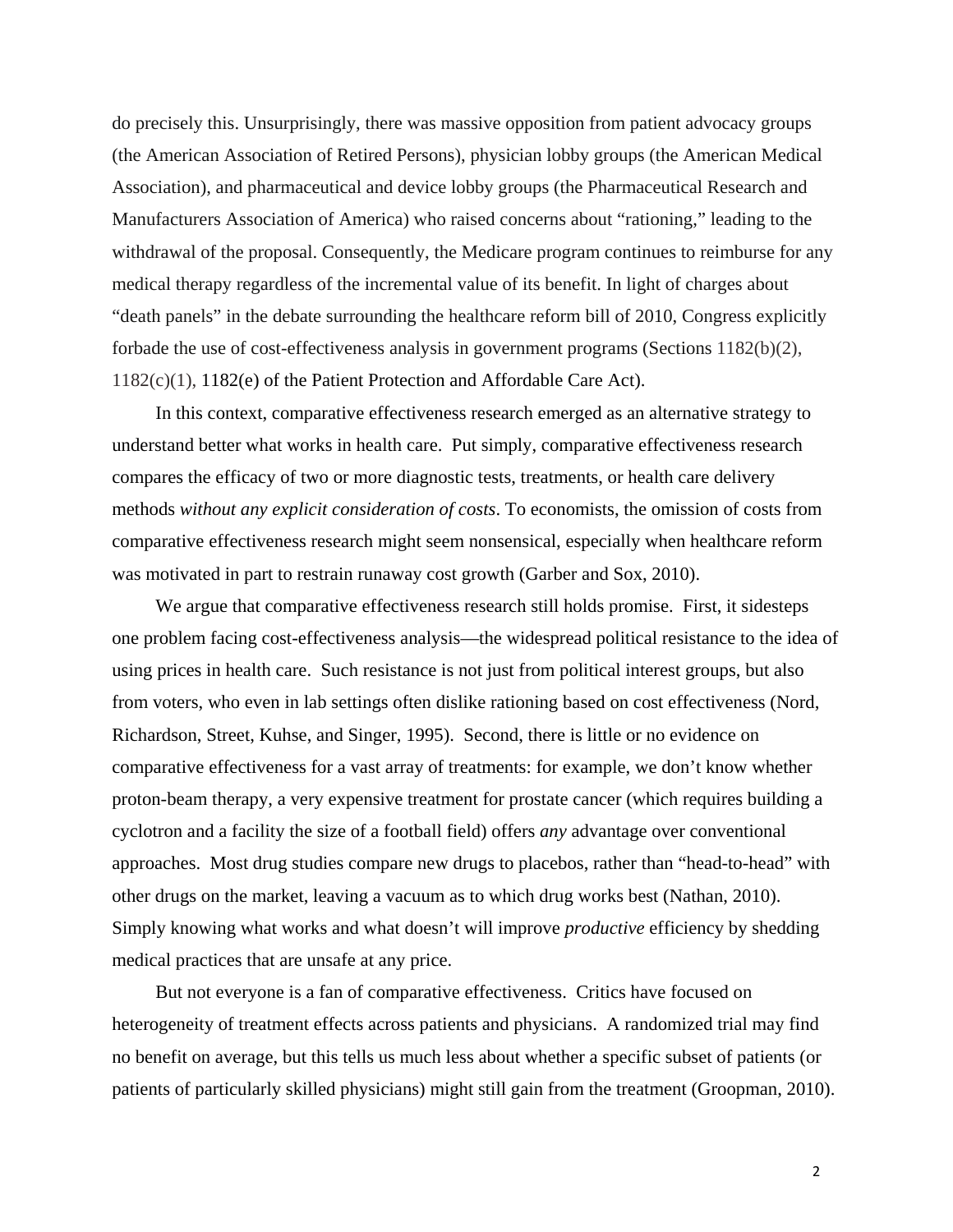do precisely this. Unsurprisingly, there was massive opposition from patient advocacy groups (the American Association of Retired Persons), physician lobby groups (the American Medical Association), and pharmaceutical and device lobby groups (the Pharmaceutical Research and Manufacturers Association of America) who raised concerns about "rationing," leading to the withdrawal of the proposal. Consequently, the Medicare program continues to reimburse for any medical therapy regardless of the incremental value of its benefit. In light of charges about "death panels" in the debate surrounding the healthcare reform bill of 2010, Congress explicitly forbade the use of cost-effectiveness analysis in government programs (Sections 1182(b)(2), 1182(c)(1), 1182(e) of the Patient Protection and Affordable Care Act).

In this context, comparative effectiveness research emerged as an alternative strategy to understand better what works in health care. Put simply, comparative effectiveness research compares the efficacy of two or more diagnostic tests, treatments, or health care delivery methods *without any explicit consideration of costs*. To economists, the omission of costs from comparative effectiveness research might seem nonsensical, especially when healthcare reform was motivated in part to restrain runaway cost growth (Garber and Sox, 2010).

We argue that comparative effectiveness research still holds promise. First, it sidesteps one problem facing cost-effectiveness analysis—the widespread political resistance to the idea of using prices in health care. Such resistance is not just from political interest groups, but also from voters, who even in lab settings often dislike rationing based on cost effectiveness (Nord, Richardson, Street, Kuhse, and Singer, 1995). Second, there is little or no evidence on comparative effectiveness for a vast array of treatments: for example, we don't know whether proton-beam therapy, a very expensive treatment for prostate cancer (which requires building a cyclotron and a facility the size of a football field) offers *any* advantage over conventional approaches. Most drug studies compare new drugs to placebos, rather than "head-to-head" with other drugs on the market, leaving a vacuum as to which drug works best (Nathan, 2010). Simply knowing what works and what doesn't will improve *productive* efficiency by shedding medical practices that are unsafe at any price.

But not everyone is a fan of comparative effectiveness. Critics have focused on heterogeneity of treatment effects across patients and physicians. A randomized trial may find no benefit on average, but this tells us much less about whether a specific subset of patients (or patients of particularly skilled physicians) might still gain from the treatment (Groopman, 2010).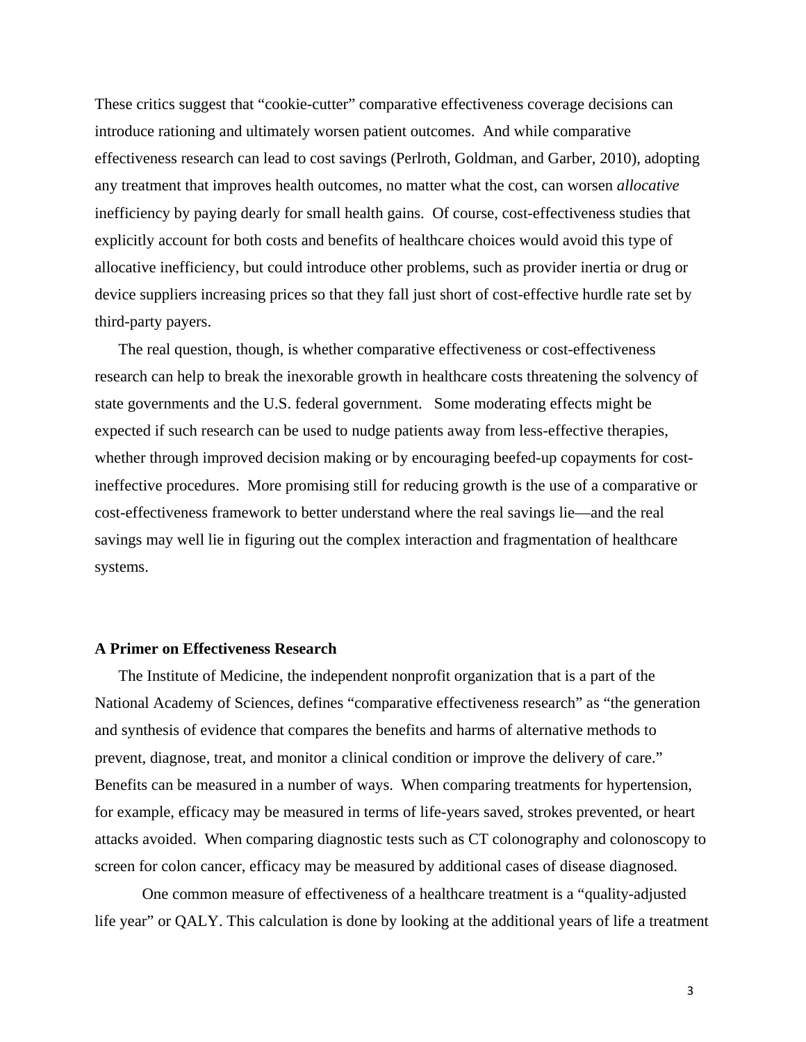These critics suggest that "cookie-cutter" comparative effectiveness coverage decisions can introduce rationing and ultimately worsen patient outcomes. And while comparative effectiveness research can lead to cost savings (Perlroth, Goldman, and Garber, 2010), adopting any treatment that improves health outcomes, no matter what the cost, can worsen *allocative* inefficiency by paying dearly for small health gains. Of course, cost-effectiveness studies that explicitly account for both costs and benefits of healthcare choices would avoid this type of allocative inefficiency, but could introduce other problems, such as provider inertia or drug or device suppliers increasing prices so that they fall just short of cost-effective hurdle rate set by third-party payers.

The real question, though, is whether comparative effectiveness or cost-effectiveness research can help to break the inexorable growth in healthcare costs threatening the solvency of state governments and the U.S. federal government. Some moderating effects might be expected if such research can be used to nudge patients away from less-effective therapies, whether through improved decision making or by encouraging beefed-up copayments for cost-ineffective procedures. More promising still for reducing growth is the use of a comparative or cost-effectiveness framework to better understand where the real savings lie—and the real savings may well lie in figuring out the complex interaction and fragmentation of healthcare systems.

**A Primer on Effectiveness Research**

The Institute of Medicine, the independent nonprofit organization that is a part of the National Academy of Sciences, defines "comparative effectiveness research" as "the generation and synthesis of evidence that compares the benefits and harms of alternative methods to prevent, diagnose, treat, and monitor a clinical condition or improve the delivery of care." Benefits can be measured in a number of ways. When comparing treatments for hypertension, for example, efficacy may be measured in terms of life-years saved, strokes prevented, or heart attacks avoided. When comparing diagnostic tests such as CT colonography and colonoscopy to screen for colon cancer, efficacy may be measured by additional cases of disease diagnosed.

One common measure of effectiveness of a healthcare treatment is a "quality-adjusted life year" or QALY. This calculation is done by looking at the additional years of life a treatment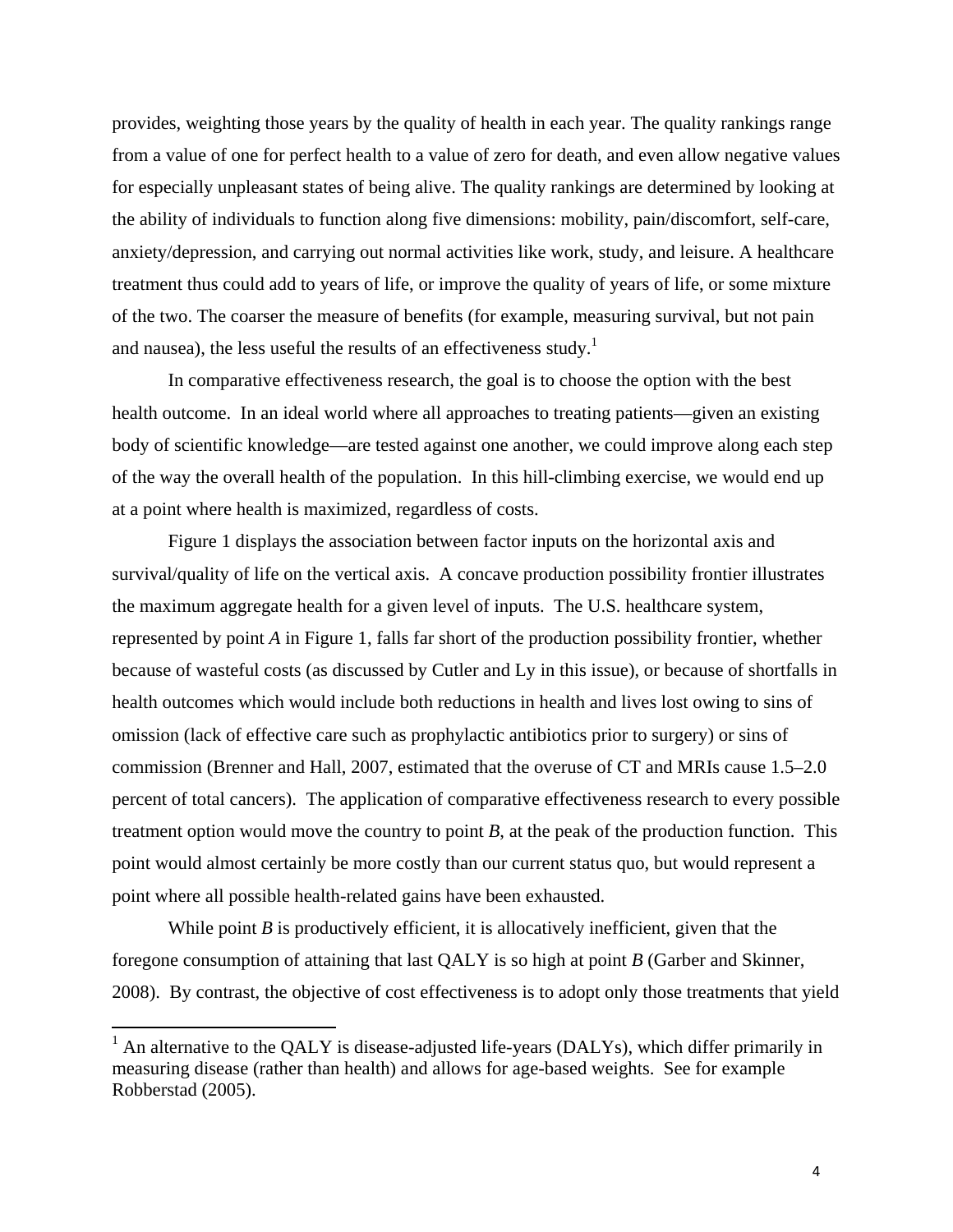provides, weighting those years by the quality of health in each year. The quality rankings range from a value of one for perfect health to a value of zero for death, and even allow negative values for especially unpleasant states of being alive. The quality rankings are determined by looking at the ability of individuals to function along five dimensions: mobility, pain/discomfort, self-care, anxiety/depression, and carrying out normal activities like work, study, and leisure. A healthcare treatment thus could add to years of life, or improve the quality of years of life, or some mixture of the two. The coarser the measure of benefits (for example, measuring survival, but not pain and nausea), the less useful the results of an effectiveness study.[1]

In comparative effectiveness research, the goal is to choose the option with the best health outcome. In an ideal world where all approaches to treating patients—given an existing body of scientific knowledge—are tested against one another, we could improve along each step of the way the overall health of the population. In this hill-climbing exercise, we would end up at a point where health is maximized, regardless of costs.

Figure 1 displays the association between factor inputs on the horizontal axis and survival/quality of life on the vertical axis. A concave production possibility frontier illustrates the maximum aggregate health for a given level of inputs. The U.S. healthcare system, represented by point *A* in Figure 1, falls far short of the production possibility frontier, whether because of wasteful costs (as discussed by Cutler and Ly in this issue), or because of shortfalls in health outcomes which would include both reductions in health and lives lost owing to sins of omission (lack of effective care such as prophylactic antibiotics prior to surgery) or sins of commission (Brenner and Hall, 2007, estimated that the overuse of CT and MRIs cause 1.5–2.0 percent of total cancers). The application of comparative effectiveness research to every possible treatment option would move the country to point *B*, at the peak of the production function. This point would almost certainly be more costly than our current status quo, but would represent a point where all possible health-related gains have been exhausted.

While point *B* is productively efficient, it is allocatively inefficient, given that the foregone consumption of attaining that last QALY is so high at point *B* (Garber and Skinner, 2008). By contrast, the objective of cost effectiveness is to adopt only those treatments that yield

[1] An alternative to the QALY is disease-adjusted life-years (DALYs), which differ primarily in measuring disease (rather than health) and allows for age-based weights. See for example Robberstad (2005).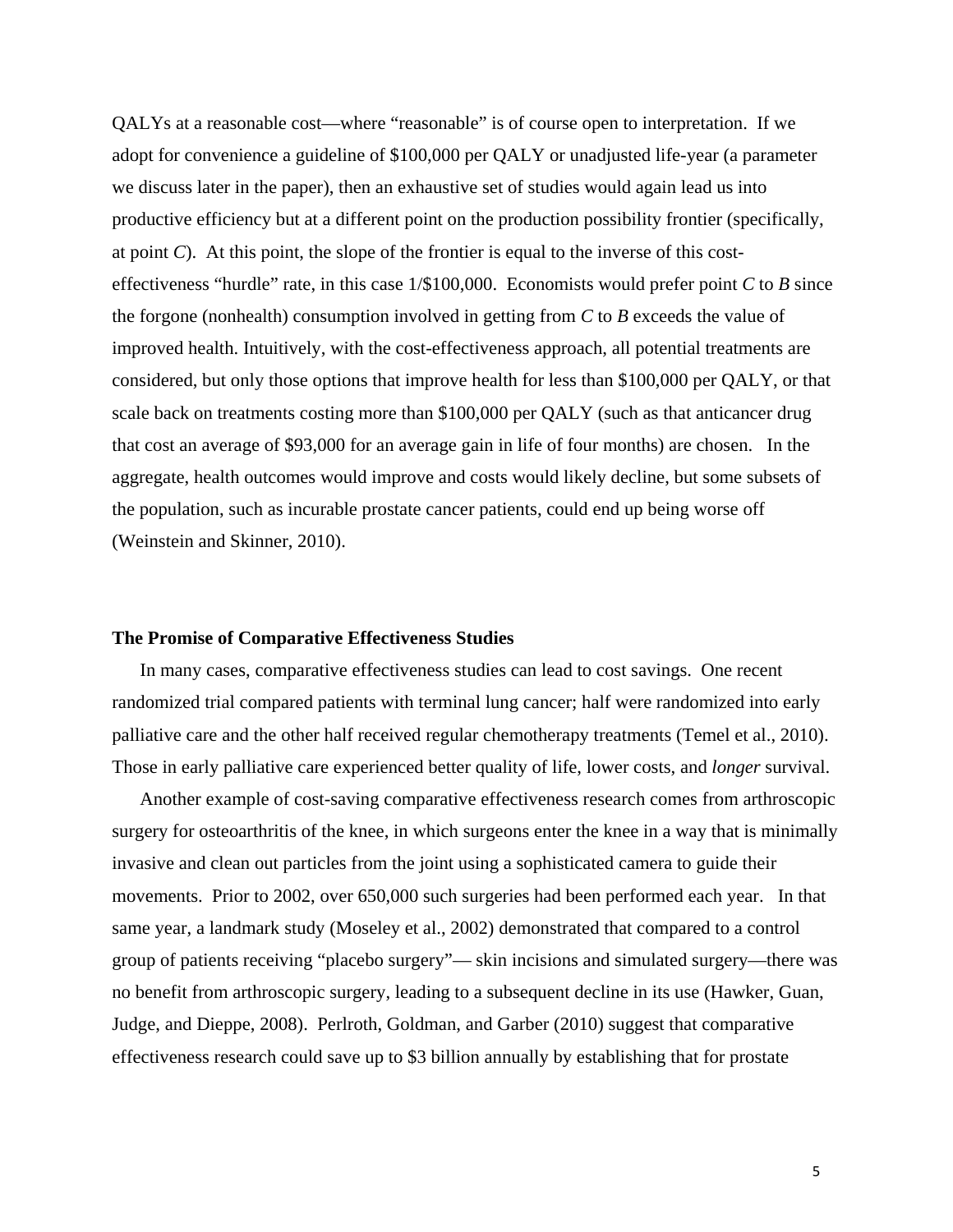QALYs at a reasonable cost—where "reasonable" is of course open to interpretation. If we adopt for convenience a guideline of $100,000 per QALY or unadjusted life-year (a parameter we discuss later in the paper), then an exhaustive set of studies would again lead us into productive efficiency but at a different point on the production possibility frontier (specifically, at point *C*). At this point, the slope of the frontier is equal to the inverse of this cost-effectiveness "hurdle" rate, in this case 1/$100,000. Economists would prefer point *C* to *B* since the forgone (nonhealth) consumption involved in getting from *C* to *B* exceeds the value of improved health. Intuitively, with the cost-effectiveness approach, all potential treatments are considered, but only those options that improve health for less than $100,000 per QALY, or that scale back on treatments costing more than $100,000 per QALY (such as that anticancer drug that cost an average of $93,000 for an average gain in life of four months) are chosen. In the aggregate, health outcomes would improve and costs would likely decline, but some subsets of the population, such as incurable prostate cancer patients, could end up being worse off (Weinstein and Skinner, 2010).

## The Promise of Comparative Effectiveness Studies

In many cases, comparative effectiveness studies can lead to cost savings. One recent randomized trial compared patients with terminal lung cancer; half were randomized into early palliative care and the other half received regular chemotherapy treatments (Temel et al., 2010). Those in early palliative care experienced better quality of life, lower costs, and *longer* survival.

Another example of cost-saving comparative effectiveness research comes from arthroscopic surgery for osteoarthritis of the knee, in which surgeons enter the knee in a way that is minimally invasive and clean out particles from the joint using a sophisticated camera to guide their movements. Prior to 2002, over 650,000 such surgeries had been performed each year. In that same year, a landmark study (Moseley et al., 2002) demonstrated that compared to a control group of patients receiving "placebo surgery"— skin incisions and simulated surgery—there was no benefit from arthroscopic surgery, leading to a subsequent decline in its use (Hawker, Guan, Judge, and Dieppe, 2008). Perlroth, Goldman, and Garber (2010) suggest that comparative effectiveness research could save up to $3 billion annually by establishing that for prostate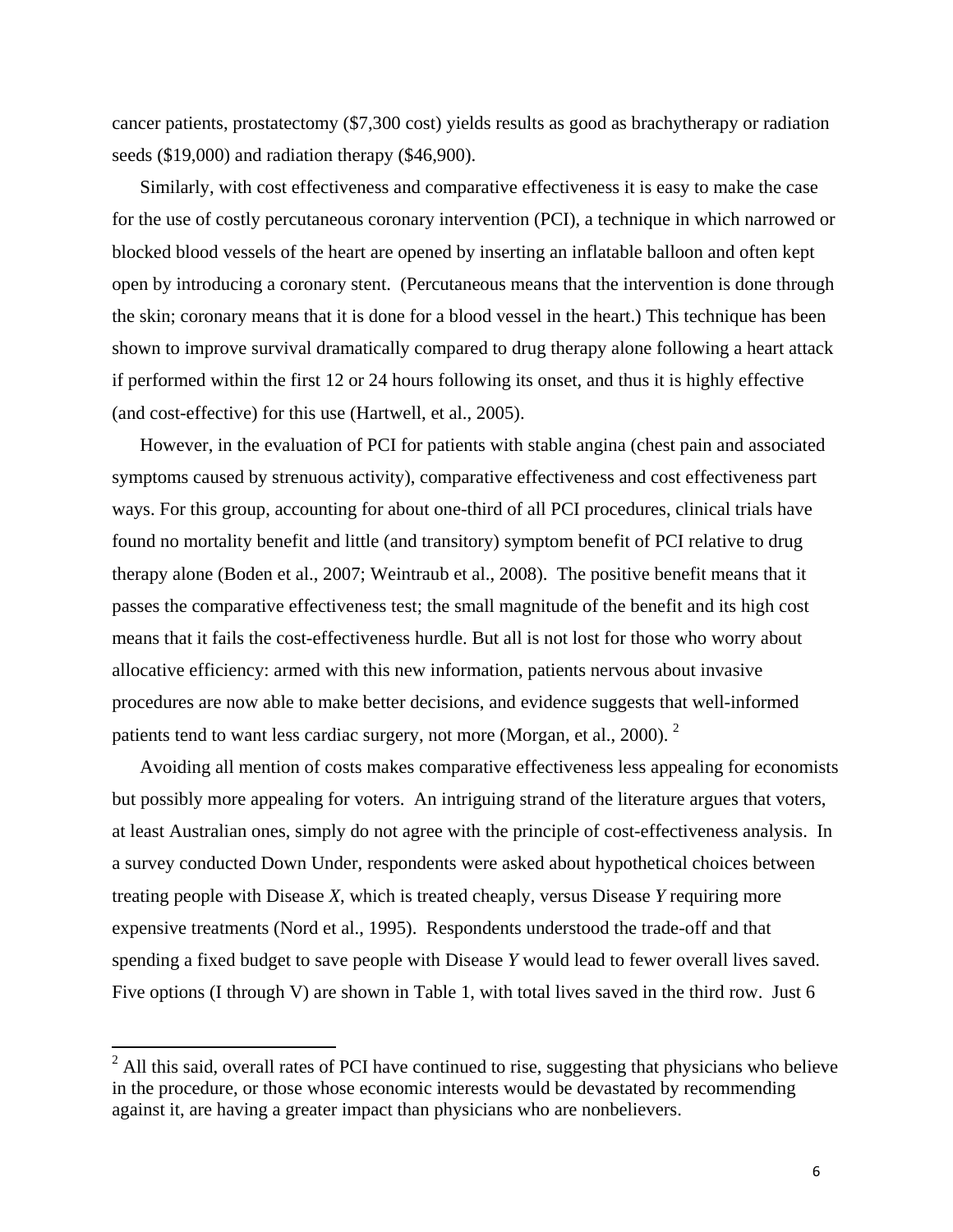cancer patients, prostatectomy ($7,300 cost) yields results as good as brachytherapy or radiation seeds ($19,000) and radiation therapy ($46,900).

Similarly, with cost effectiveness and comparative effectiveness it is easy to make the case for the use of costly percutaneous coronary intervention (PCI), a technique in which narrowed or blocked blood vessels of the heart are opened by inserting an inflatable balloon and often kept open by introducing a coronary stent. (Percutaneous means that the intervention is done through the skin; coronary means that it is done for a blood vessel in the heart.) This technique has been shown to improve survival dramatically compared to drug therapy alone following a heart attack if performed within the first 12 or 24 hours following its onset, and thus it is highly effective (and cost-effective) for this use (Hartwell, et al., 2005).

However, in the evaluation of PCI for patients with stable angina (chest pain and associated symptoms caused by strenuous activity), comparative effectiveness and cost effectiveness part ways. For this group, accounting for about one-third of all PCI procedures, clinical trials have found no mortality benefit and little (and transitory) symptom benefit of PCI relative to drug therapy alone (Boden et al., 2007; Weintraub et al., 2008). The positive benefit means that it passes the comparative effectiveness test; the small magnitude of the benefit and its high cost means that it fails the cost-effectiveness hurdle. But all is not lost for those who worry about allocative efficiency: armed with this new information, patients nervous about invasive procedures are now able to make better decisions, and evidence suggests that well-informed patients tend to want less cardiac surgery, not more (Morgan, et al., 2000). [2]

Avoiding all mention of costs makes comparative effectiveness less appealing for economists but possibly more appealing for voters. An intriguing strand of the literature argues that voters, at least Australian ones, simply do not agree with the principle of cost-effectiveness analysis. In a survey conducted Down Under, respondents were asked about hypothetical choices between treating people with Disease *X*, which is treated cheaply, versus Disease *Y* requiring more expensive treatments (Nord et al., 1995). Respondents understood the trade-off and that spending a fixed budget to save people with Disease *Y* would lead to fewer overall lives saved. Five options (I through V) are shown in Table 1, with total lives saved in the third row. Just 6

[2] All this said, overall rates of PCI have continued to rise, suggesting that physicians who believe in the procedure, or those whose economic interests would be devastated by recommending against it, are having a greater impact than physicians who are nonbelievers.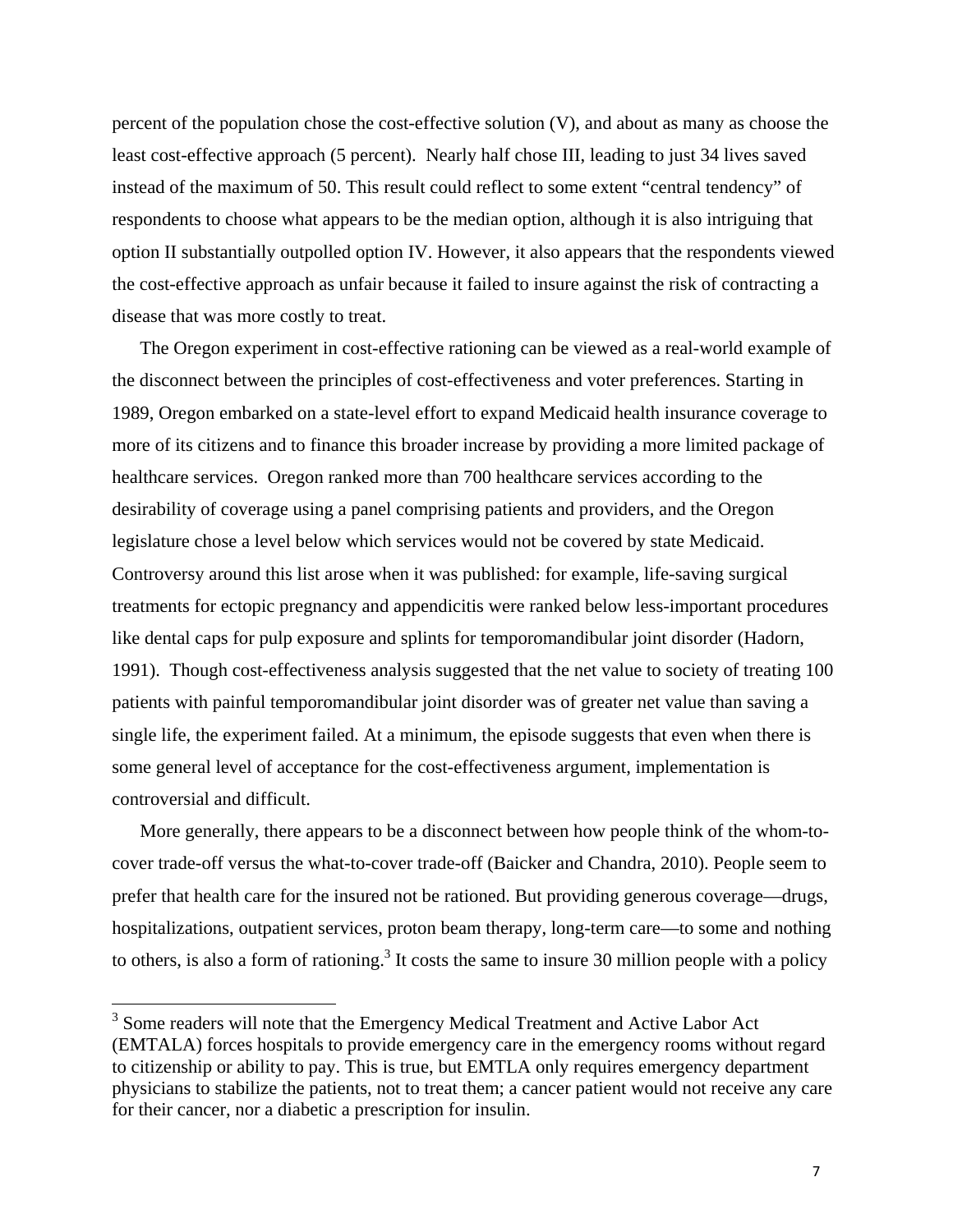percent of the population chose the cost-effective solution (V), and about as many as choose the least cost-effective approach (5 percent). Nearly half chose III, leading to just 34 lives saved instead of the maximum of 50. This result could reflect to some extent "central tendency" of respondents to choose what appears to be the median option, although it is also intriguing that option II substantially outpolled option IV. However, it also appears that the respondents viewed the cost-effective approach as unfair because it failed to insure against the risk of contracting a disease that was more costly to treat.

The Oregon experiment in cost-effective rationing can be viewed as a real-world example of the disconnect between the principles of cost-effectiveness and voter preferences. Starting in 1989, Oregon embarked on a state-level effort to expand Medicaid health insurance coverage to more of its citizens and to finance this broader increase by providing a more limited package of healthcare services. Oregon ranked more than 700 healthcare services according to the desirability of coverage using a panel comprising patients and providers, and the Oregon legislature chose a level below which services would not be covered by state Medicaid. Controversy around this list arose when it was published: for example, life-saving surgical treatments for ectopic pregnancy and appendicitis were ranked below less-important procedures like dental caps for pulp exposure and splints for temporomandibular joint disorder (Hadorn, 1991). Though cost-effectiveness analysis suggested that the net value to society of treating 100 patients with painful temporomandibular joint disorder was of greater net value than saving a single life, the experiment failed. At a minimum, the episode suggests that even when there is some general level of acceptance for the cost-effectiveness argument, implementation is controversial and difficult.

More generally, there appears to be a disconnect between how people think of the whom-to-cover trade-off versus the what-to-cover trade-off (Baicker and Chandra, 2010). People seem to prefer that health care for the insured not be rationed. But providing generous coverage—drugs, hospitalizations, outpatient services, proton beam therapy, long-term care—to some and nothing to others, is also a form of rationing.[3] It costs the same to insure 30 million people with a policy

[3] Some readers will note that the Emergency Medical Treatment and Active Labor Act (EMTALA) forces hospitals to provide emergency care in the emergency rooms without regard to citizenship or ability to pay. This is true, but EMTLA only requires emergency department physicians to stabilize the patients, not to treat them; a cancer patient would not receive any care for their cancer, nor a diabetic a prescription for insulin.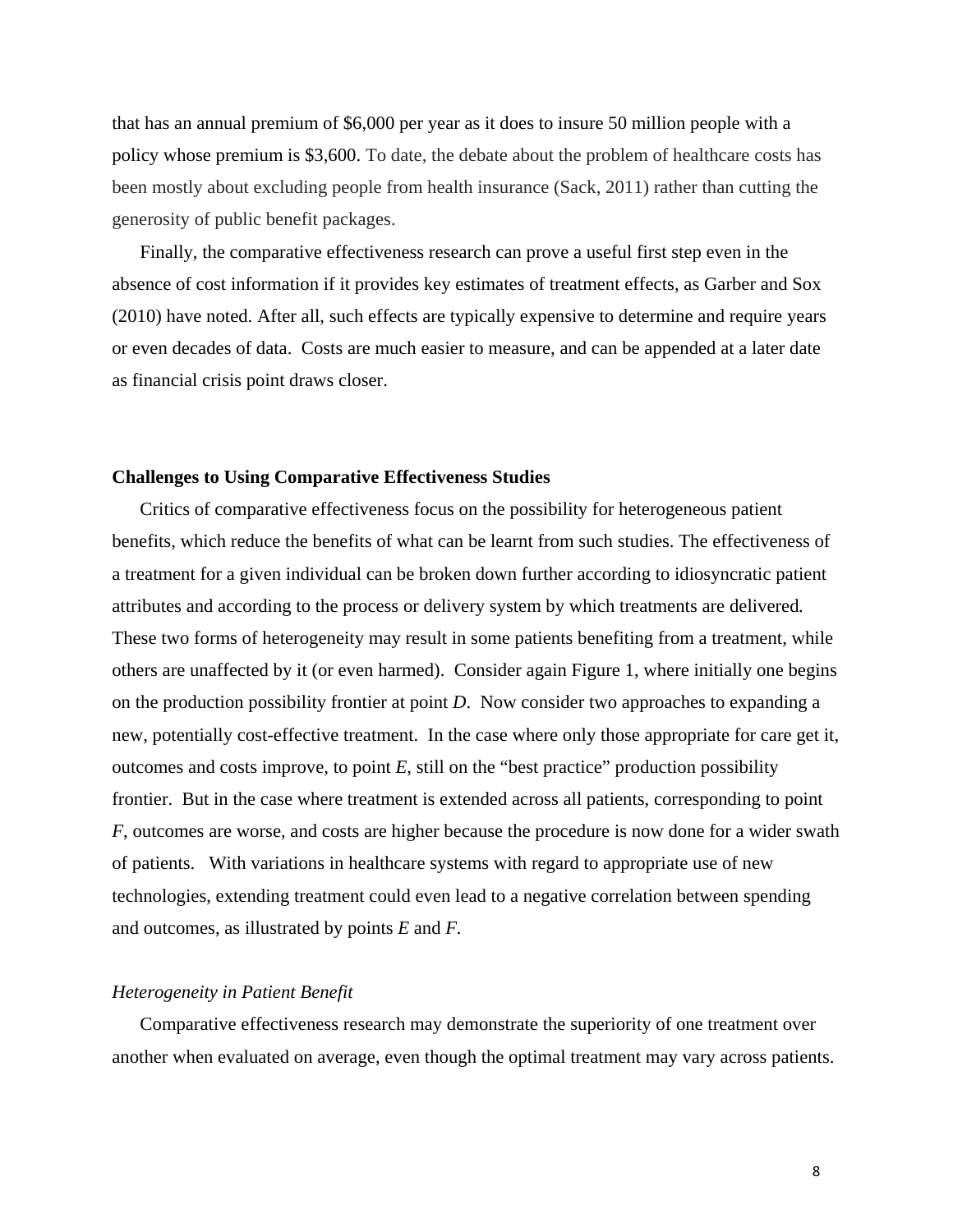that has an annual premium of $6,000 per year as it does to insure 50 million people with a policy whose premium is $3,600. To date, the debate about the problem of healthcare costs has been mostly about excluding people from health insurance (Sack, 2011) rather than cutting the generosity of public benefit packages.

Finally, the comparative effectiveness research can prove a useful first step even in the absence of cost information if it provides key estimates of treatment effects, as Garber and Sox (2010) have noted. After all, such effects are typically expensive to determine and require years or even decades of data. Costs are much easier to measure, and can be appended at a later date as financial crisis point draws closer.

**Challenges to Using Comparative Effectiveness Studies**

Critics of comparative effectiveness focus on the possibility for heterogeneous patient benefits, which reduce the benefits of what can be learnt from such studies. The effectiveness of a treatment for a given individual can be broken down further according to idiosyncratic patient attributes and according to the process or delivery system by which treatments are delivered. These two forms of heterogeneity may result in some patients benefiting from a treatment, while others are unaffected by it (or even harmed). Consider again Figure 1, where initially one begins on the production possibility frontier at point *D*. Now consider two approaches to expanding a new, potentially cost-effective treatment. In the case where only those appropriate for care get it, outcomes and costs improve, to point *E*, still on the "best practice" production possibility frontier. But in the case where treatment is extended across all patients, corresponding to point *F*, outcomes are worse, and costs are higher because the procedure is now done for a wider swath of patients. With variations in healthcare systems with regard to appropriate use of new technologies, extending treatment could even lead to a negative correlation between spending and outcomes, as illustrated by points *E* and *F*.

*Heterogeneity in Patient Benefit*

Comparative effectiveness research may demonstrate the superiority of one treatment over another when evaluated on average, even though the optimal treatment may vary across patients.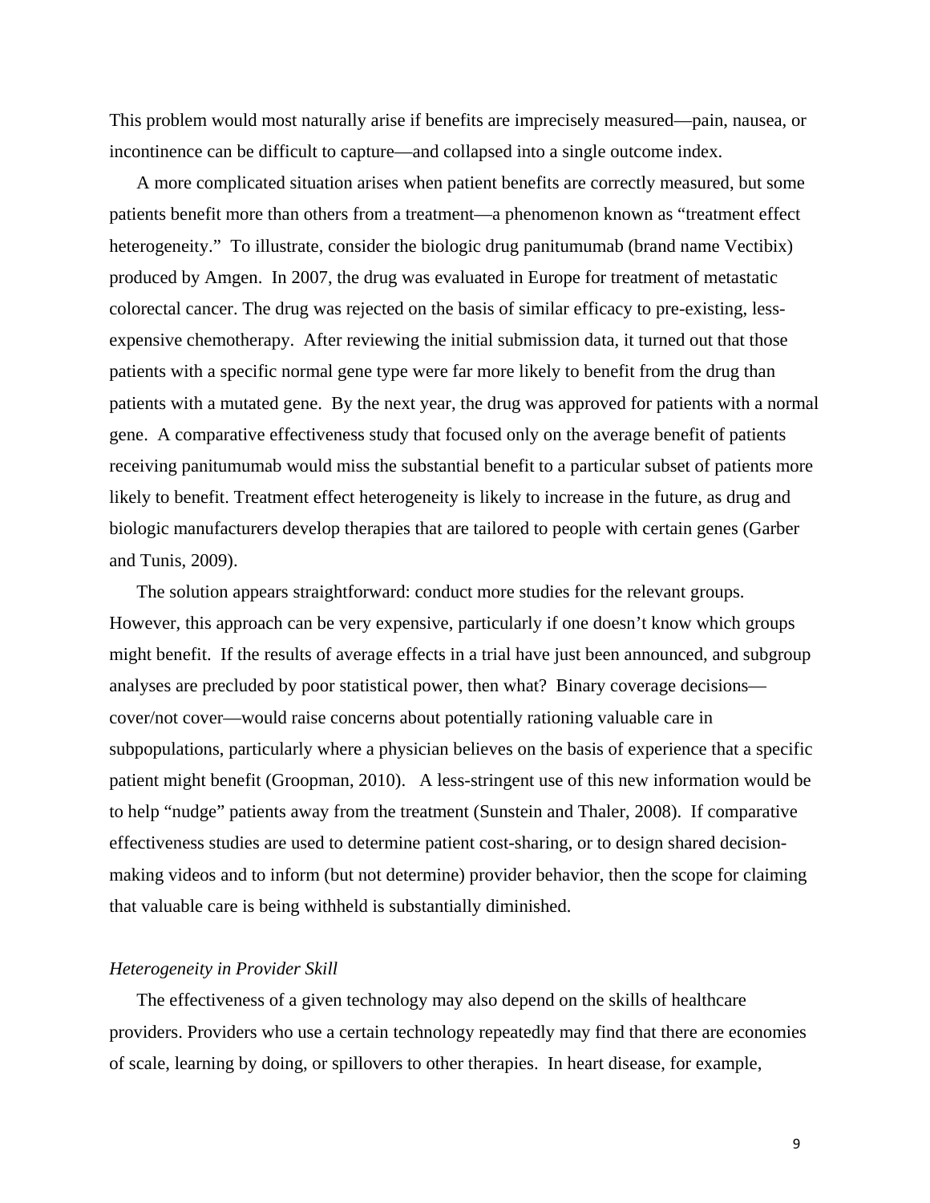This problem would most naturally arise if benefits are imprecisely measured—pain, nausea, or incontinence can be difficult to capture—and collapsed into a single outcome index.

A more complicated situation arises when patient benefits are correctly measured, but some patients benefit more than others from a treatment—a phenomenon known as "treatment effect heterogeneity." To illustrate, consider the biologic drug panitumumab (brand name Vectibix) produced by Amgen. In 2007, the drug was evaluated in Europe for treatment of metastatic colorectal cancer. The drug was rejected on the basis of similar efficacy to pre-existing, less-expensive chemotherapy. After reviewing the initial submission data, it turned out that those patients with a specific normal gene type were far more likely to benefit from the drug than patients with a mutated gene. By the next year, the drug was approved for patients with a normal gene. A comparative effectiveness study that focused only on the average benefit of patients receiving panitumumab would miss the substantial benefit to a particular subset of patients more likely to benefit. Treatment effect heterogeneity is likely to increase in the future, as drug and biologic manufacturers develop therapies that are tailored to people with certain genes (Garber and Tunis, 2009).

The solution appears straightforward: conduct more studies for the relevant groups. However, this approach can be very expensive, particularly if one doesn't know which groups might benefit. If the results of average effects in a trial have just been announced, and subgroup analyses are precluded by poor statistical power, then what? Binary coverage decisions—cover/not cover—would raise concerns about potentially rationing valuable care in subpopulations, particularly where a physician believes on the basis of experience that a specific patient might benefit (Groopman, 2010). A less-stringent use of this new information would be to help "nudge" patients away from the treatment (Sunstein and Thaler, 2008). If comparative effectiveness studies are used to determine patient cost-sharing, or to design shared decision-making videos and to inform (but not determine) provider behavior, then the scope for claiming that valuable care is being withheld is substantially diminished.

*Heterogeneity in Provider Skill*

The effectiveness of a given technology may also depend on the skills of healthcare providers. Providers who use a certain technology repeatedly may find that there are economies of scale, learning by doing, or spillovers to other therapies. In heart disease, for example,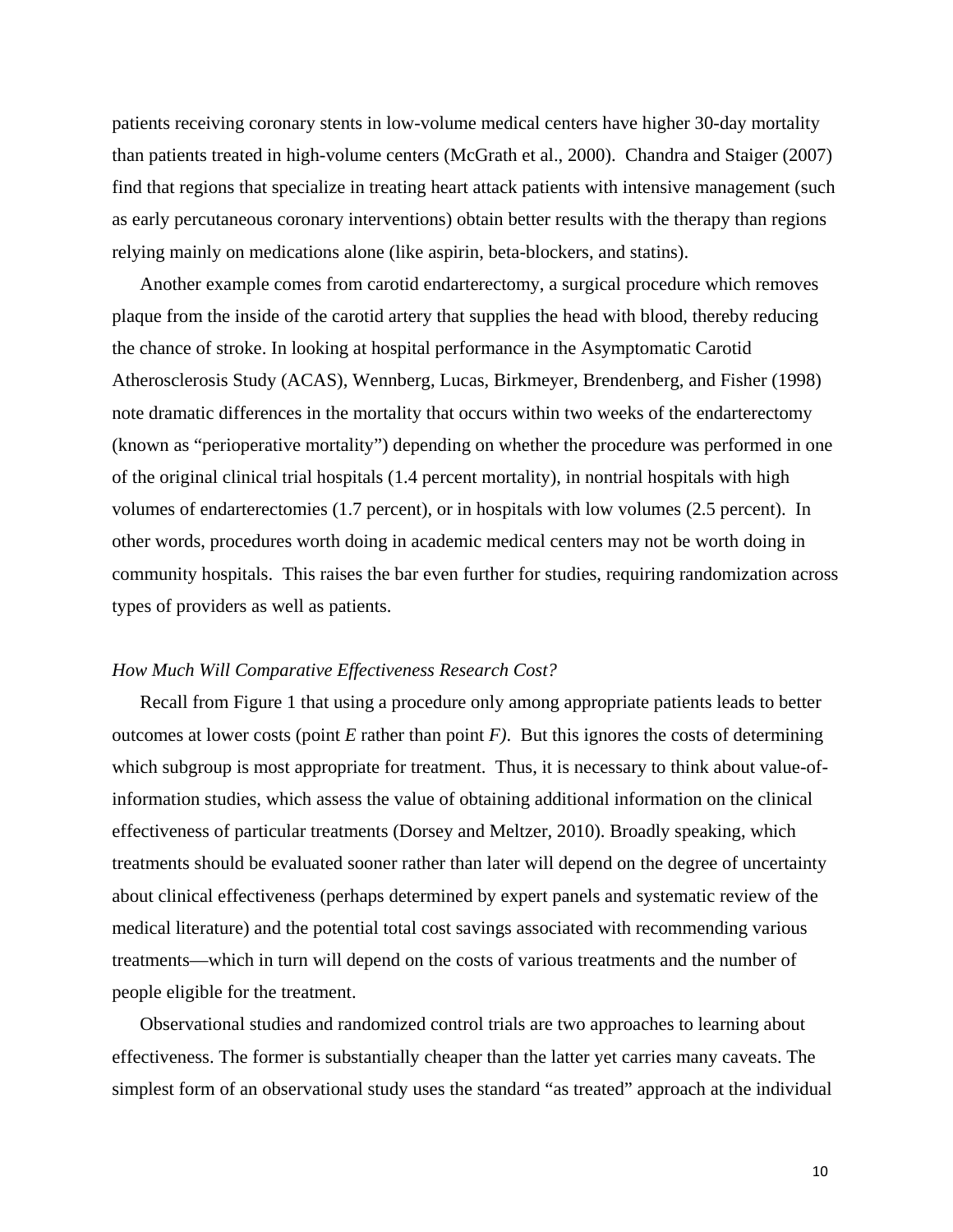patients receiving coronary stents in low-volume medical centers have higher 30-day mortality than patients treated in high-volume centers (McGrath et al., 2000). Chandra and Staiger (2007) find that regions that specialize in treating heart attack patients with intensive management (such as early percutaneous coronary interventions) obtain better results with the therapy than regions relying mainly on medications alone (like aspirin, beta-blockers, and statins).

Another example comes from carotid endarterectomy, a surgical procedure which removes plaque from the inside of the carotid artery that supplies the head with blood, thereby reducing the chance of stroke. In looking at hospital performance in the Asymptomatic Carotid Atherosclerosis Study (ACAS), Wennberg, Lucas, Birkmeyer, Brendenberg, and Fisher (1998) note dramatic differences in the mortality that occurs within two weeks of the endarterectomy (known as "perioperative mortality") depending on whether the procedure was performed in one of the original clinical trial hospitals (1.4 percent mortality), in nontrial hospitals with high volumes of endarterectomies (1.7 percent), or in hospitals with low volumes (2.5 percent). In other words, procedures worth doing in academic medical centers may not be worth doing in community hospitals. This raises the bar even further for studies, requiring randomization across types of providers as well as patients.

*How Much Will Comparative Effectiveness Research Cost?*

Recall from Figure 1 that using a procedure only among appropriate patients leads to better outcomes at lower costs (point *E* rather than point *F)*. But this ignores the costs of determining which subgroup is most appropriate for treatment. Thus, it is necessary to think about value-of-information studies, which assess the value of obtaining additional information on the clinical effectiveness of particular treatments (Dorsey and Meltzer, 2010). Broadly speaking, which treatments should be evaluated sooner rather than later will depend on the degree of uncertainty about clinical effectiveness (perhaps determined by expert panels and systematic review of the medical literature) and the potential total cost savings associated with recommending various treatments—which in turn will depend on the costs of various treatments and the number of people eligible for the treatment.

Observational studies and randomized control trials are two approaches to learning about effectiveness. The former is substantially cheaper than the latter yet carries many caveats. The simplest form of an observational study uses the standard "as treated" approach at the individual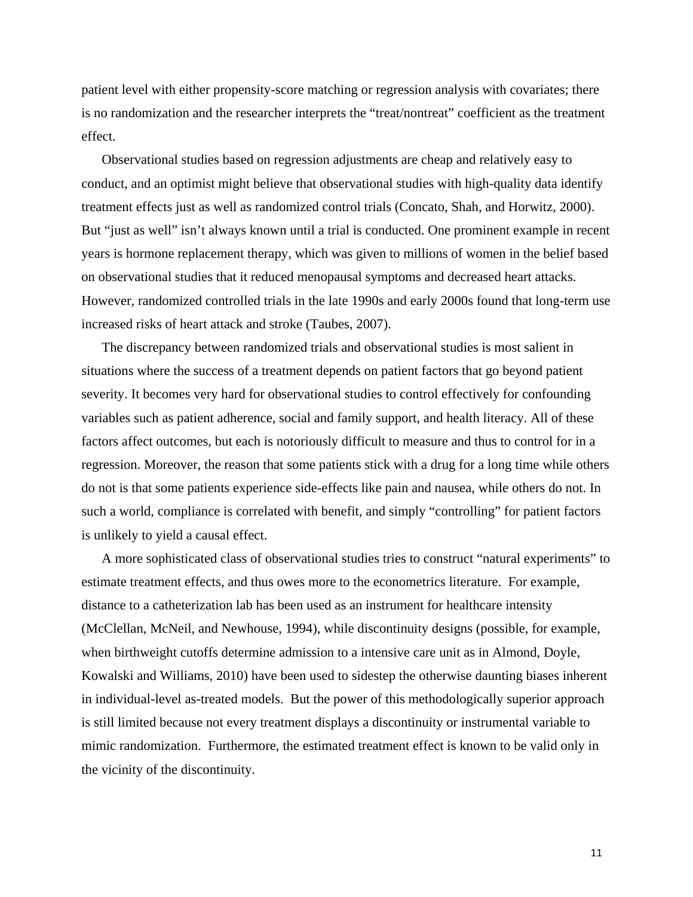patient level with either propensity-score matching or regression analysis with covariates; there is no randomization and the researcher interprets the "treat/nontreat" coefficient as the treatment effect.

Observational studies based on regression adjustments are cheap and relatively easy to conduct, and an optimist might believe that observational studies with high-quality data identify treatment effects just as well as randomized control trials (Concato, Shah, and Horwitz, 2000). But "just as well" isn't always known until a trial is conducted. One prominent example in recent years is hormone replacement therapy, which was given to millions of women in the belief based on observational studies that it reduced menopausal symptoms and decreased heart attacks. However, randomized controlled trials in the late 1990s and early 2000s found that long-term use increased risks of heart attack and stroke (Taubes, 2007).

The discrepancy between randomized trials and observational studies is most salient in situations where the success of a treatment depends on patient factors that go beyond patient severity. It becomes very hard for observational studies to control effectively for confounding variables such as patient adherence, social and family support, and health literacy. All of these factors affect outcomes, but each is notoriously difficult to measure and thus to control for in a regression. Moreover, the reason that some patients stick with a drug for a long time while others do not is that some patients experience side-effects like pain and nausea, while others do not. In such a world, compliance is correlated with benefit, and simply "controlling" for patient factors is unlikely to yield a causal effect.

A more sophisticated class of observational studies tries to construct "natural experiments" to estimate treatment effects, and thus owes more to the econometrics literature. For example, distance to a catheterization lab has been used as an instrument for healthcare intensity (McClellan, McNeil, and Newhouse, 1994), while discontinuity designs (possible, for example, when birthweight cutoffs determine admission to a intensive care unit as in Almond, Doyle, Kowalski and Williams, 2010) have been used to sidestep the otherwise daunting biases inherent in individual-level as-treated models. But the power of this methodologically superior approach is still limited because not every treatment displays a discontinuity or instrumental variable to mimic randomization. Furthermore, the estimated treatment effect is known to be valid only in the vicinity of the discontinuity.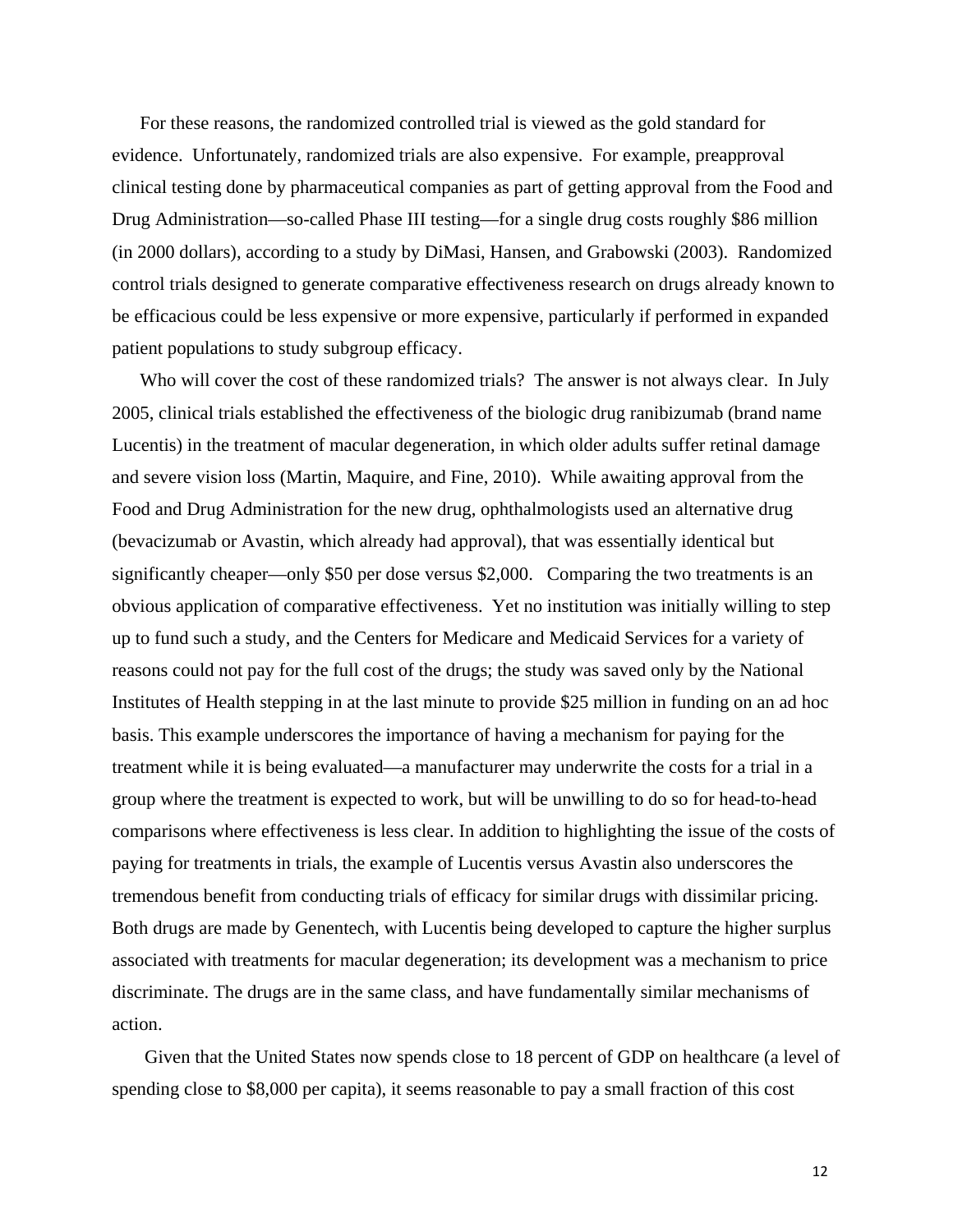For these reasons, the randomized controlled trial is viewed as the gold standard for evidence. Unfortunately, randomized trials are also expensive. For example, preapproval clinical testing done by pharmaceutical companies as part of getting approval from the Food and Drug Administration—so-called Phase III testing—for a single drug costs roughly $86 million (in 2000 dollars), according to a study by DiMasi, Hansen, and Grabowski (2003). Randomized control trials designed to generate comparative effectiveness research on drugs already known to be efficacious could be less expensive or more expensive, particularly if performed in expanded patient populations to study subgroup efficacy.

Who will cover the cost of these randomized trials? The answer is not always clear. In July 2005, clinical trials established the effectiveness of the biologic drug ranibizumab (brand name Lucentis) in the treatment of macular degeneration, in which older adults suffer retinal damage and severe vision loss (Martin, Maquire, and Fine, 2010). While awaiting approval from the Food and Drug Administration for the new drug, ophthalmologists used an alternative drug (bevacizumab or Avastin, which already had approval), that was essentially identical but significantly cheaper—only $50 per dose versus $2,000. Comparing the two treatments is an obvious application of comparative effectiveness. Yet no institution was initially willing to step up to fund such a study, and the Centers for Medicare and Medicaid Services for a variety of reasons could not pay for the full cost of the drugs; the study was saved only by the National Institutes of Health stepping in at the last minute to provide $25 million in funding on an ad hoc basis. This example underscores the importance of having a mechanism for paying for the treatment while it is being evaluated—a manufacturer may underwrite the costs for a trial in a group where the treatment is expected to work, but will be unwilling to do so for head-to-head comparisons where effectiveness is less clear. In addition to highlighting the issue of the costs of paying for treatments in trials, the example of Lucentis versus Avastin also underscores the tremendous benefit from conducting trials of efficacy for similar drugs with dissimilar pricing. Both drugs are made by Genentech, with Lucentis being developed to capture the higher surplus associated with treatments for macular degeneration; its development was a mechanism to price discriminate. The drugs are in the same class, and have fundamentally similar mechanisms of action.

Given that the United States now spends close to 18 percent of GDP on healthcare (a level of spending close to $8,000 per capita), it seems reasonable to pay a small fraction of this cost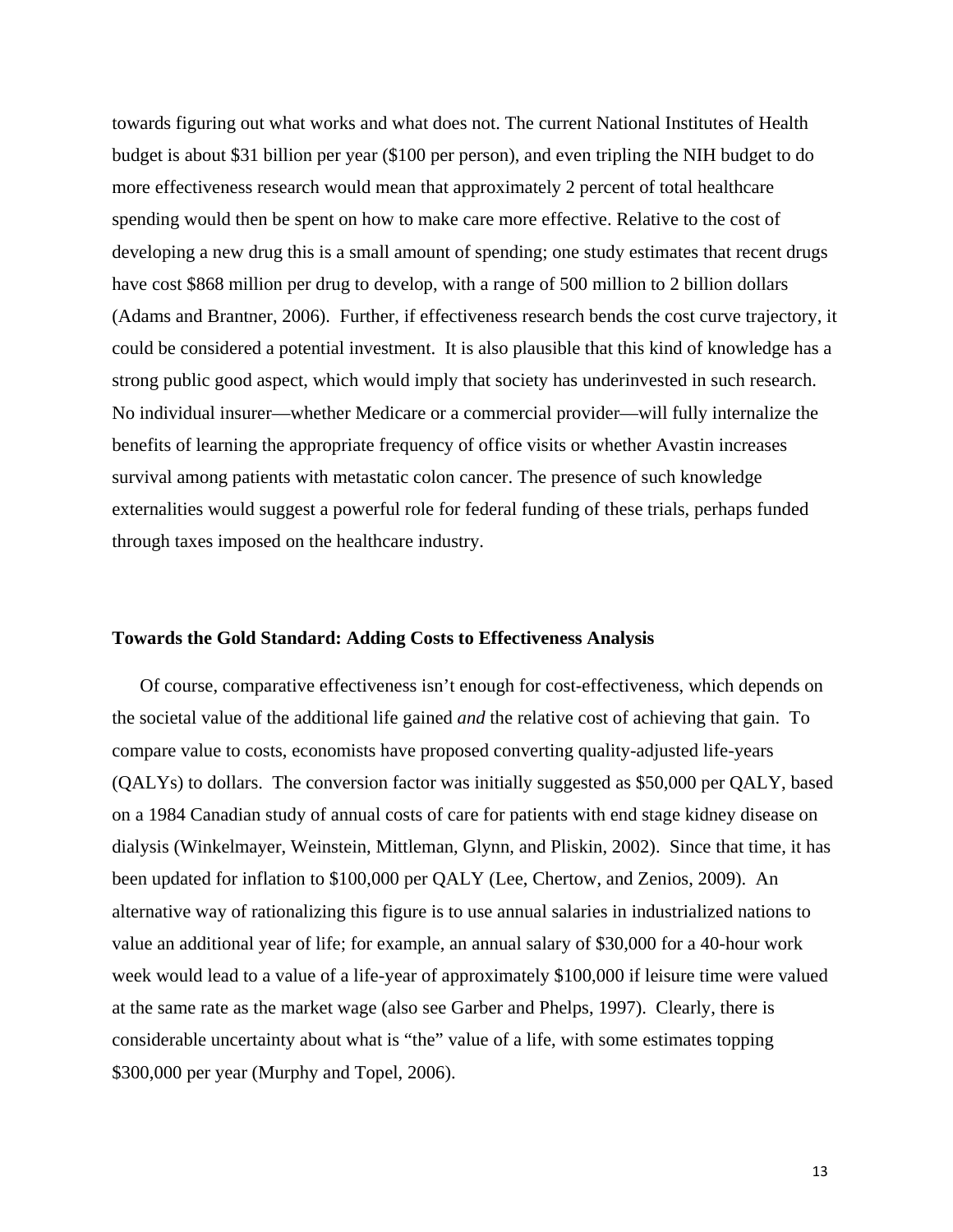towards figuring out what works and what does not. The current National Institutes of Health budget is about $31 billion per year ($100 per person), and even tripling the NIH budget to do more effectiveness research would mean that approximately 2 percent of total healthcare spending would then be spent on how to make care more effective. Relative to the cost of developing a new drug this is a small amount of spending; one study estimates that recent drugs have cost $868 million per drug to develop, with a range of 500 million to 2 billion dollars (Adams and Brantner, 2006). Further, if effectiveness research bends the cost curve trajectory, it could be considered a potential investment. It is also plausible that this kind of knowledge has a strong public good aspect, which would imply that society has underinvested in such research. No individual insurer—whether Medicare or a commercial provider—will fully internalize the benefits of learning the appropriate frequency of office visits or whether Avastin increases survival among patients with metastatic colon cancer. The presence of such knowledge externalities would suggest a powerful role for federal funding of these trials, perhaps funded through taxes imposed on the healthcare industry.

### Towards the Gold Standard: Adding Costs to Effectiveness Analysis

Of course, comparative effectiveness isn't enough for cost-effectiveness, which depends on the societal value of the additional life gained *and* the relative cost of achieving that gain. To compare value to costs, economists have proposed converting quality-adjusted life-years (QALYs) to dollars. The conversion factor was initially suggested as $50,000 per QALY, based on a 1984 Canadian study of annual costs of care for patients with end stage kidney disease on dialysis (Winkelmayer, Weinstein, Mittleman, Glynn, and Pliskin, 2002). Since that time, it has been updated for inflation to $100,000 per QALY (Lee, Chertow, and Zenios, 2009). An alternative way of rationalizing this figure is to use annual salaries in industrialized nations to value an additional year of life; for example, an annual salary of $30,000 for a 40-hour work week would lead to a value of a life-year of approximately $100,000 if leisure time were valued at the same rate as the market wage (also see Garber and Phelps, 1997). Clearly, there is considerable uncertainty about what is "the" value of a life, with some estimates topping $300,000 per year (Murphy and Topel, 2006).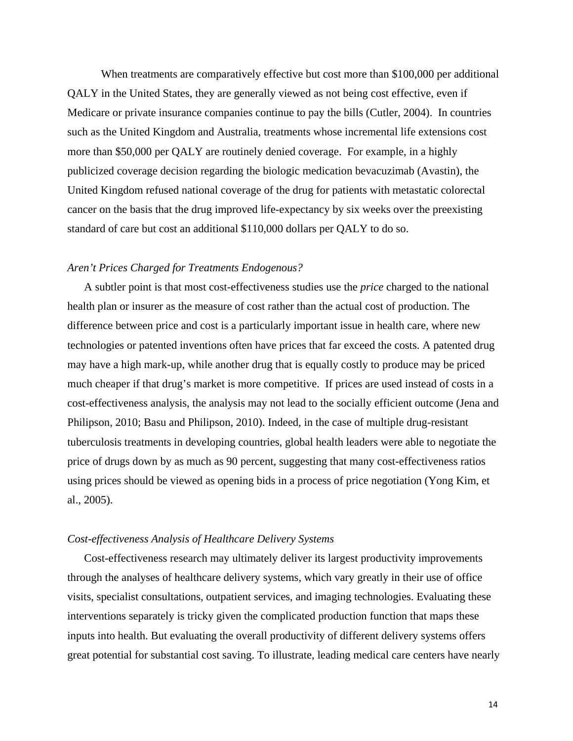When treatments are comparatively effective but cost more than $100,000 per additional QALY in the United States, they are generally viewed as not being cost effective, even if Medicare or private insurance companies continue to pay the bills (Cutler, 2004). In countries such as the United Kingdom and Australia, treatments whose incremental life extensions cost more than $50,000 per QALY are routinely denied coverage. For example, in a highly publicized coverage decision regarding the biologic medication bevacuzimab (Avastin), the United Kingdom refused national coverage of the drug for patients with metastatic colorectal cancer on the basis that the drug improved life-expectancy by six weeks over the preexisting standard of care but cost an additional $110,000 dollars per QALY to do so.

*Aren't Prices Charged for Treatments Endogenous?*

A subtler point is that most cost-effectiveness studies use the *price* charged to the national health plan or insurer as the measure of cost rather than the actual cost of production. The difference between price and cost is a particularly important issue in health care, where new technologies or patented inventions often have prices that far exceed the costs. A patented drug may have a high mark-up, while another drug that is equally costly to produce may be priced much cheaper if that drug's market is more competitive. If prices are used instead of costs in a cost-effectiveness analysis, the analysis may not lead to the socially efficient outcome (Jena and Philipson, 2010; Basu and Philipson, 2010). Indeed, in the case of multiple drug-resistant tuberculosis treatments in developing countries, global health leaders were able to negotiate the price of drugs down by as much as 90 percent, suggesting that many cost-effectiveness ratios using prices should be viewed as opening bids in a process of price negotiation (Yong Kim, et al., 2005).

*Cost-effectiveness Analysis of Healthcare Delivery Systems*

Cost-effectiveness research may ultimately deliver its largest productivity improvements through the analyses of healthcare delivery systems, which vary greatly in their use of office visits, specialist consultations, outpatient services, and imaging technologies. Evaluating these interventions separately is tricky given the complicated production function that maps these inputs into health. But evaluating the overall productivity of different delivery systems offers great potential for substantial cost saving. To illustrate, leading medical care centers have nearly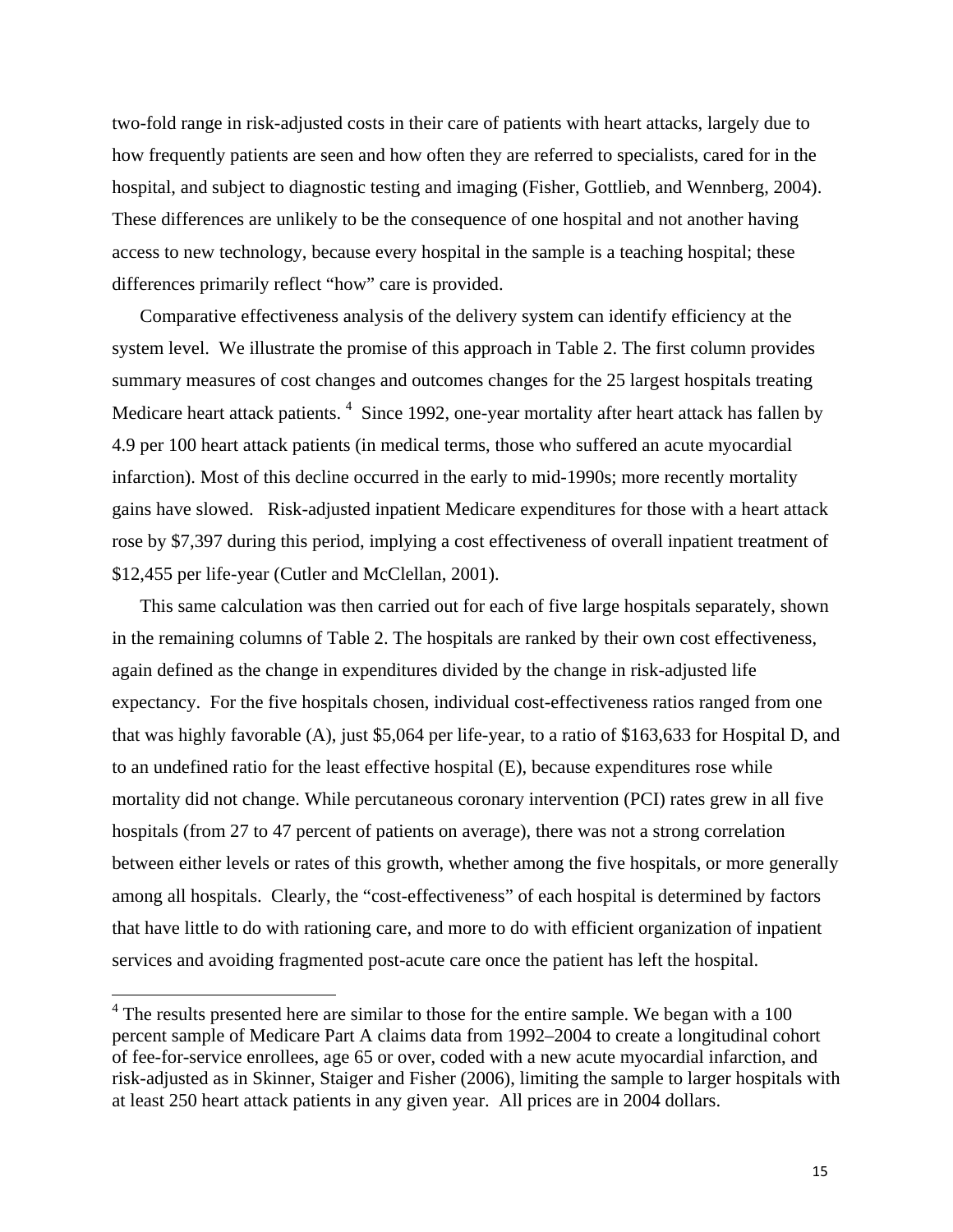two-fold range in risk-adjusted costs in their care of patients with heart attacks, largely due to how frequently patients are seen and how often they are referred to specialists, cared for in the hospital, and subject to diagnostic testing and imaging (Fisher, Gottlieb, and Wennberg, 2004). These differences are unlikely to be the consequence of one hospital and not another having access to new technology, because every hospital in the sample is a teaching hospital; these differences primarily reflect "how" care is provided.

Comparative effectiveness analysis of the delivery system can identify efficiency at the system level. We illustrate the promise of this approach in Table 2. The first column provides summary measures of cost changes and outcomes changes for the 25 largest hospitals treating Medicare heart attack patients. [4] Since 1992, one-year mortality after heart attack has fallen by 4.9 per 100 heart attack patients (in medical terms, those who suffered an acute myocardial infarction). Most of this decline occurred in the early to mid-1990s; more recently mortality gains have slowed. Risk-adjusted inpatient Medicare expenditures for those with a heart attack rose by $7,397 during this period, implying a cost effectiveness of overall inpatient treatment of $12,455 per life-year (Cutler and McClellan, 2001).

This same calculation was then carried out for each of five large hospitals separately, shown in the remaining columns of Table 2. The hospitals are ranked by their own cost effectiveness, again defined as the change in expenditures divided by the change in risk-adjusted life expectancy. For the five hospitals chosen, individual cost-effectiveness ratios ranged from one that was highly favorable (A), just $5,064 per life-year, to a ratio of $163,633 for Hospital D, and to an undefined ratio for the least effective hospital (E), because expenditures rose while mortality did not change. While percutaneous coronary intervention (PCI) rates grew in all five hospitals (from 27 to 47 percent of patients on average), there was not a strong correlation between either levels or rates of this growth, whether among the five hospitals, or more generally among all hospitals. Clearly, the "cost-effectiveness" of each hospital is determined by factors that have little to do with rationing care, and more to do with efficient organization of inpatient services and avoiding fragmented post-acute care once the patient has left the hospital.

[4] The results presented here are similar to those for the entire sample. We began with a 100 percent sample of Medicare Part A claims data from 1992–2004 to create a longitudinal cohort of fee-for-service enrollees, age 65 or over, coded with a new acute myocardial infarction, and risk-adjusted as in Skinner, Staiger and Fisher (2006), limiting the sample to larger hospitals with at least 250 heart attack patients in any given year. All prices are in 2004 dollars.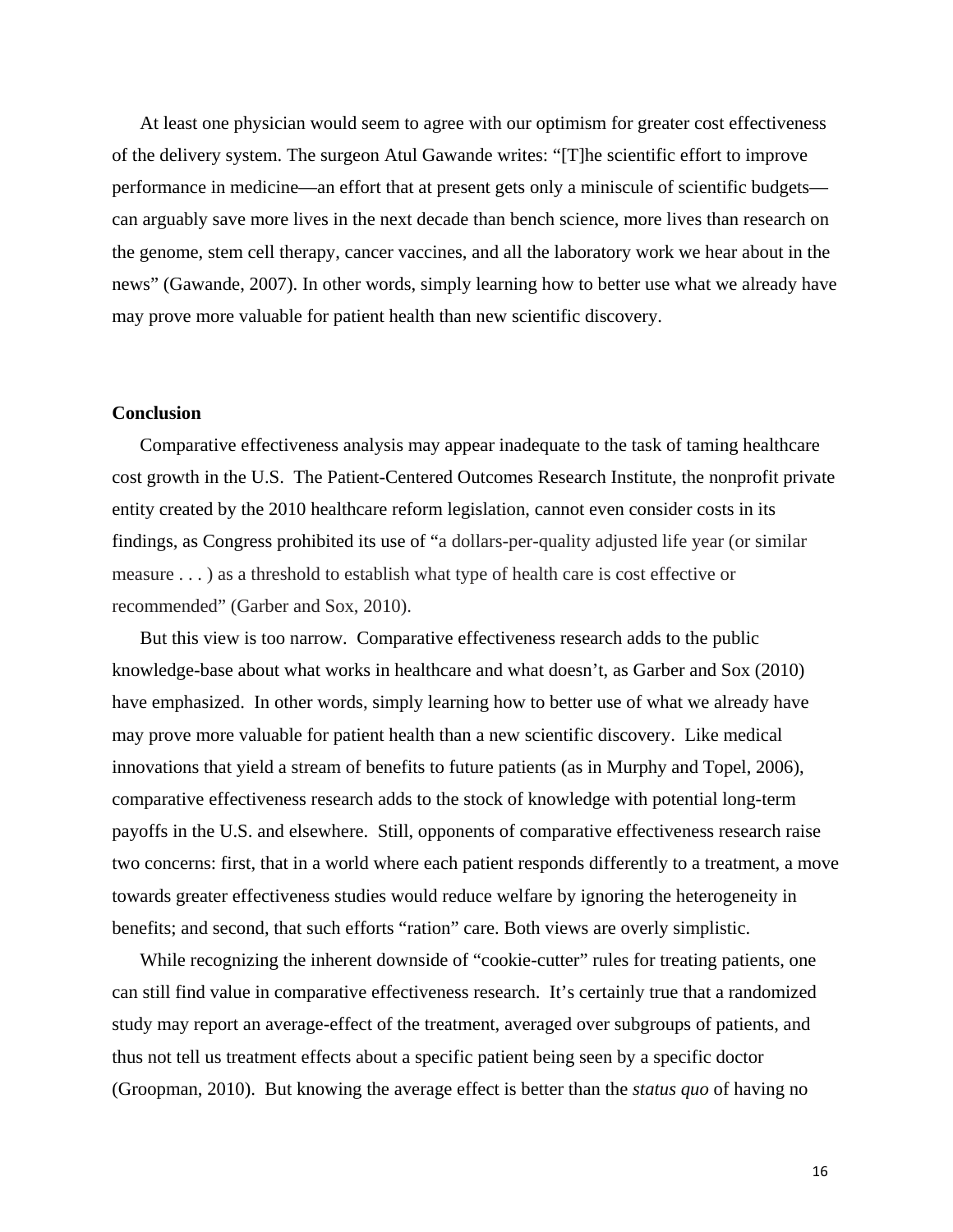At least one physician would seem to agree with our optimism for greater cost effectiveness of the delivery system. The surgeon Atul Gawande writes: "[T]he scientific effort to improve performance in medicine—an effort that at present gets only a miniscule of scientific budgets—can arguably save more lives in the next decade than bench science, more lives than research on the genome, stem cell therapy, cancer vaccines, and all the laboratory work we hear about in the news" (Gawande, 2007). In other words, simply learning how to better use what we already have may prove more valuable for patient health than new scientific discovery.

**Conclusion**

Comparative effectiveness analysis may appear inadequate to the task of taming healthcare cost growth in the U.S. The Patient-Centered Outcomes Research Institute, the nonprofit private entity created by the 2010 healthcare reform legislation, cannot even consider costs in its findings, as Congress prohibited its use of "a dollars-per-quality adjusted life year (or similar measure . . . ) as a threshold to establish what type of health care is cost effective or recommended" (Garber and Sox, 2010).

But this view is too narrow. Comparative effectiveness research adds to the public knowledge-base about what works in healthcare and what doesn't, as Garber and Sox (2010) have emphasized. In other words, simply learning how to better use of what we already have may prove more valuable for patient health than a new scientific discovery. Like medical innovations that yield a stream of benefits to future patients (as in Murphy and Topel, 2006), comparative effectiveness research adds to the stock of knowledge with potential long-term payoffs in the U.S. and elsewhere. Still, opponents of comparative effectiveness research raise two concerns: first, that in a world where each patient responds differently to a treatment, a move towards greater effectiveness studies would reduce welfare by ignoring the heterogeneity in benefits; and second, that such efforts "ration" care. Both views are overly simplistic.

While recognizing the inherent downside of "cookie-cutter" rules for treating patients, one can still find value in comparative effectiveness research. It's certainly true that a randomized study may report an average-effect of the treatment, averaged over subgroups of patients, and thus not tell us treatment effects about a specific patient being seen by a specific doctor (Groopman, 2010). But knowing the average effect is better than the *status quo* of having no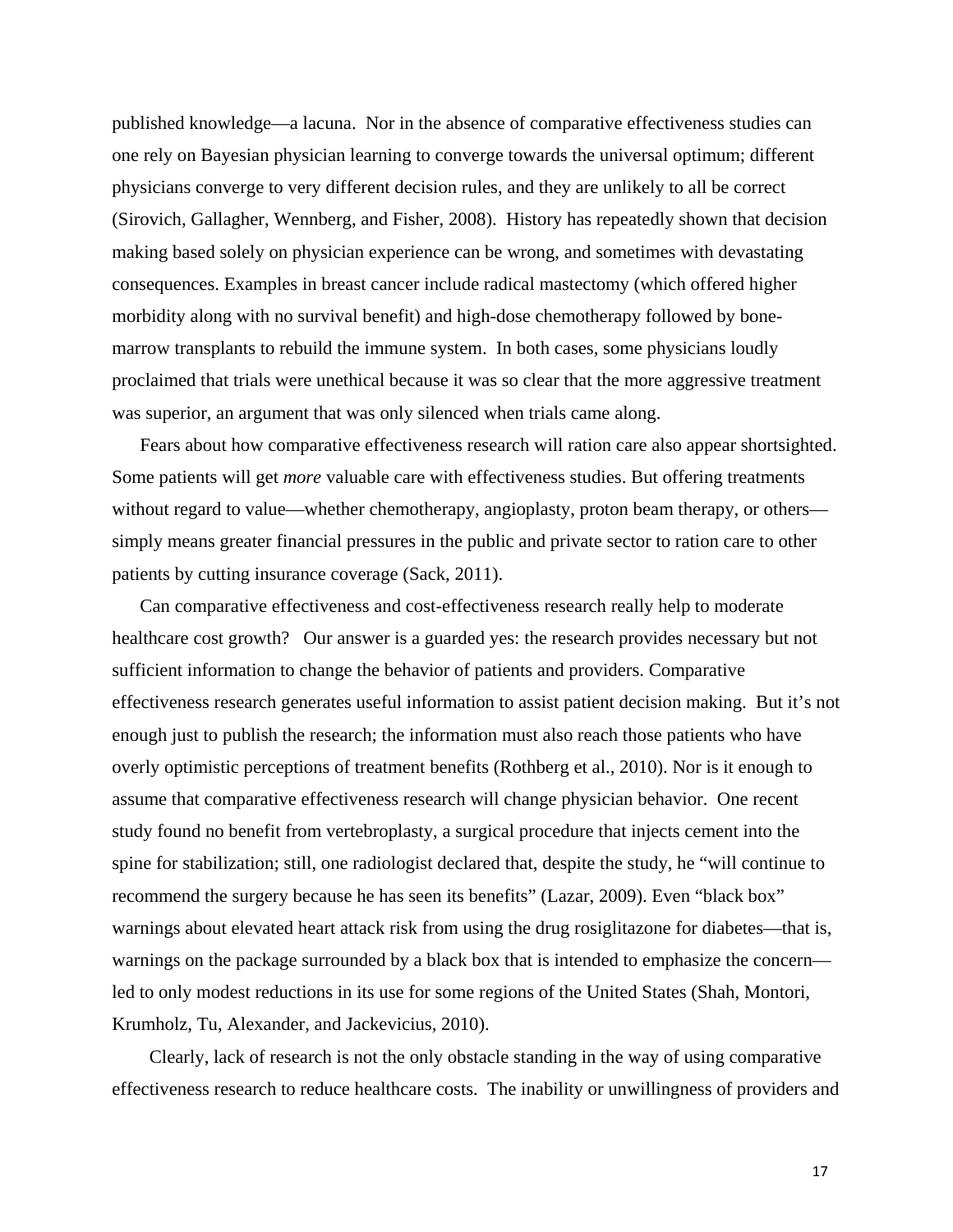published knowledge—a lacuna. Nor in the absence of comparative effectiveness studies can one rely on Bayesian physician learning to converge towards the universal optimum; different physicians converge to very different decision rules, and they are unlikely to all be correct (Sirovich, Gallagher, Wennberg, and Fisher, 2008). History has repeatedly shown that decision making based solely on physician experience can be wrong, and sometimes with devastating consequences. Examples in breast cancer include radical mastectomy (which offered higher morbidity along with no survival benefit) and high-dose chemotherapy followed by bone-marrow transplants to rebuild the immune system. In both cases, some physicians loudly proclaimed that trials were unethical because it was so clear that the more aggressive treatment was superior, an argument that was only silenced when trials came along.

Fears about how comparative effectiveness research will ration care also appear shortsighted. Some patients will get *more* valuable care with effectiveness studies. But offering treatments without regard to value—whether chemotherapy, angioplasty, proton beam therapy, or others—simply means greater financial pressures in the public and private sector to ration care to other patients by cutting insurance coverage (Sack, 2011).

Can comparative effectiveness and cost-effectiveness research really help to moderate healthcare cost growth? Our answer is a guarded yes: the research provides necessary but not sufficient information to change the behavior of patients and providers. Comparative effectiveness research generates useful information to assist patient decision making. But it's not enough just to publish the research; the information must also reach those patients who have overly optimistic perceptions of treatment benefits (Rothberg et al., 2010). Nor is it enough to assume that comparative effectiveness research will change physician behavior. One recent study found no benefit from vertebroplasty, a surgical procedure that injects cement into the spine for stabilization; still, one radiologist declared that, despite the study, he "will continue to recommend the surgery because he has seen its benefits" (Lazar, 2009). Even "black box" warnings about elevated heart attack risk from using the drug rosiglitazone for diabetes—that is, warnings on the package surrounded by a black box that is intended to emphasize the concern—led to only modest reductions in its use for some regions of the United States (Shah, Montori, Krumholz, Tu, Alexander, and Jackevicius, 2010).

Clearly, lack of research is not the only obstacle standing in the way of using comparative effectiveness research to reduce healthcare costs. The inability or unwillingness of providers and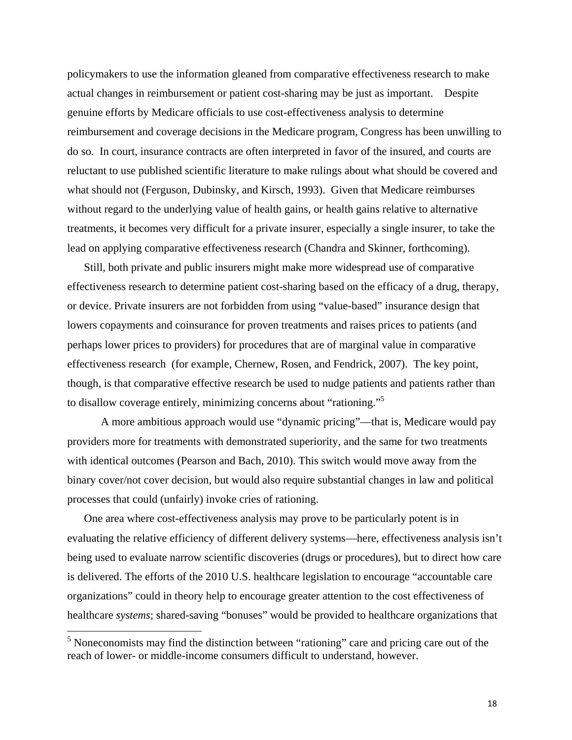policymakers to use the information gleaned from comparative effectiveness research to make actual changes in reimbursement or patient cost-sharing may be just as important. Despite genuine efforts by Medicare officials to use cost-effectiveness analysis to determine reimbursement and coverage decisions in the Medicare program, Congress has been unwilling to do so. In court, insurance contracts are often interpreted in favor of the insured, and courts are reluctant to use published scientific literature to make rulings about what should be covered and what should not (Ferguson, Dubinsky, and Kirsch, 1993). Given that Medicare reimburses without regard to the underlying value of health gains, or health gains relative to alternative treatments, it becomes very difficult for a private insurer, especially a single insurer, to take the lead on applying comparative effectiveness research (Chandra and Skinner, forthcoming).

Still, both private and public insurers might make more widespread use of comparative effectiveness research to determine patient cost-sharing based on the efficacy of a drug, therapy, or device. Private insurers are not forbidden from using "value-based" insurance design that lowers copayments and coinsurance for proven treatments and raises prices to patients (and perhaps lower prices to providers) for procedures that are of marginal value in comparative effectiveness research (for example, Chernew, Rosen, and Fendrick, 2007). The key point, though, is that comparative effective research be used to nudge patients and patients rather than to disallow coverage entirely, minimizing concerns about "rationing."[5]

A more ambitious approach would use "dynamic pricing"—that is, Medicare would pay providers more for treatments with demonstrated superiority, and the same for two treatments with identical outcomes (Pearson and Bach, 2010). This switch would move away from the binary cover/not cover decision, but would also require substantial changes in law and political processes that could (unfairly) invoke cries of rationing.

One area where cost-effectiveness analysis may prove to be particularly potent is in evaluating the relative efficiency of different delivery systems—here, effectiveness analysis isn't being used to evaluate narrow scientific discoveries (drugs or procedures), but to direct how care is delivered. The efforts of the 2010 U.S. healthcare legislation to encourage "accountable care organizations" could in theory help to encourage greater attention to the cost effectiveness of healthcare *systems*; shared-saving "bonuses" would be provided to healthcare organizations that

[5] Noneconomists may find the distinction between "rationing" care and pricing care out of the reach of lower- or middle-income consumers difficult to understand, however.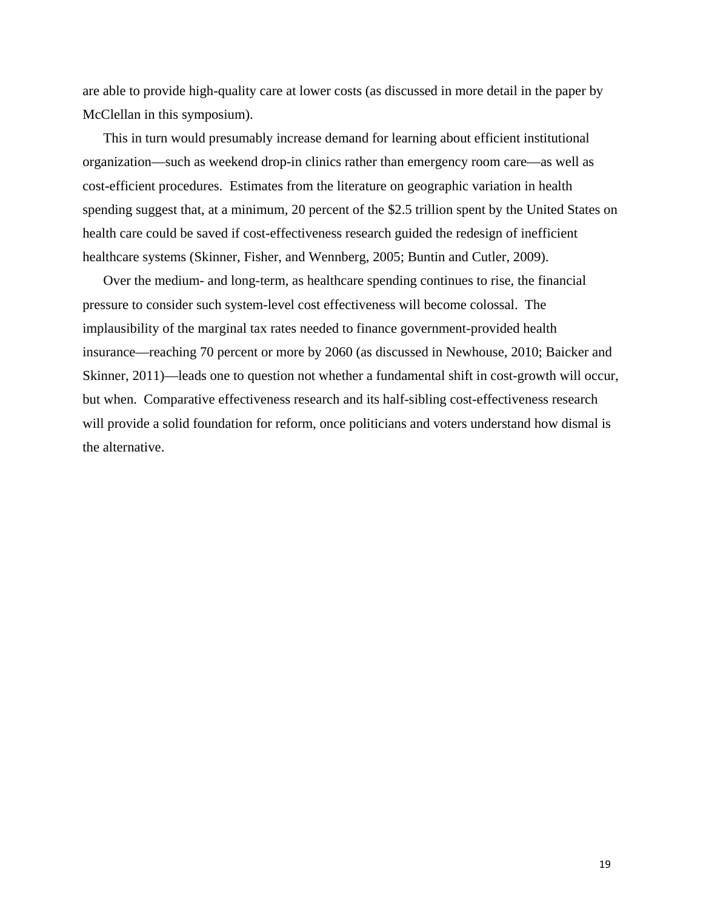are able to provide high-quality care at lower costs (as discussed in more detail in the paper by McClellan in this symposium).

This in turn would presumably increase demand for learning about efficient institutional organization—such as weekend drop-in clinics rather than emergency room care—as well as cost-efficient procedures. Estimates from the literature on geographic variation in health spending suggest that, at a minimum, 20 percent of the $2.5 trillion spent by the United States on health care could be saved if cost-effectiveness research guided the redesign of inefficient healthcare systems (Skinner, Fisher, and Wennberg, 2005; Buntin and Cutler, 2009).

Over the medium- and long-term, as healthcare spending continues to rise, the financial pressure to consider such system-level cost effectiveness will become colossal. The implausibility of the marginal tax rates needed to finance government-provided health insurance—reaching 70 percent or more by 2060 (as discussed in Newhouse, 2010; Baicker and Skinner, 2011)—leads one to question not whether a fundamental shift in cost-growth will occur, but when. Comparative effectiveness research and its half-sibling cost-effectiveness research will provide a solid foundation for reform, once politicians and voters understand how dismal is the alternative.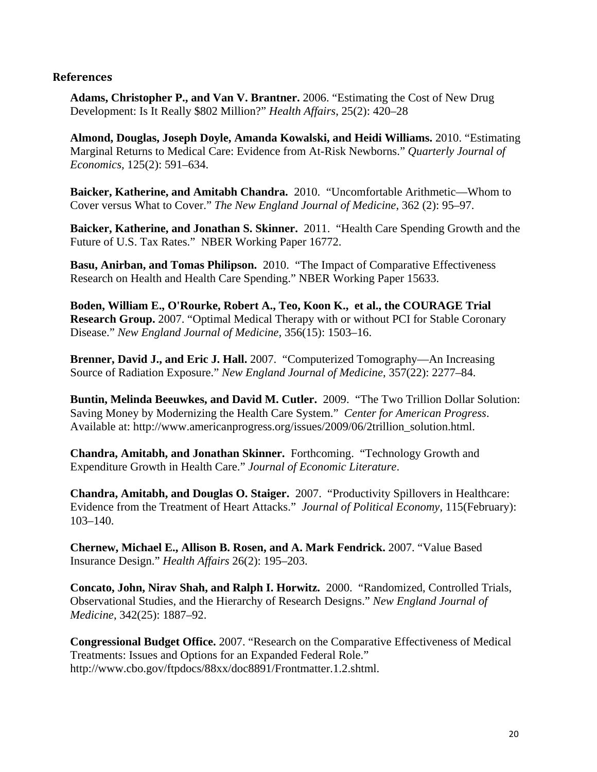## References

**Adams, Christopher P., and Van V. Brantner.** 2006. "Estimating the Cost of New Drug Development: Is It Really $802 Million?" *Health Affairs*, 25(2): 420–28

**Almond, Douglas, Joseph Doyle, Amanda Kowalski, and Heidi Williams.** 2010. "Estimating Marginal Returns to Medical Care: Evidence from At-Risk Newborns." *Quarterly Journal of Economics*, 125(2): 591–634.

**Baicker, Katherine, and Amitabh Chandra.** 2010. "Uncomfortable Arithmetic—Whom to Cover versus What to Cover." *The New England Journal of Medicine*, 362 (2): 95–97.

**Baicker, Katherine, and Jonathan S. Skinner.** 2011. "Health Care Spending Growth and the Future of U.S. Tax Rates." NBER Working Paper 16772.

**Basu, Anirban, and Tomas Philipson.** 2010. "The Impact of Comparative Effectiveness Research on Health and Health Care Spending." NBER Working Paper 15633.

**Boden, William E., O'Rourke, Robert A., Teo, Koon K., et al., the COURAGE Trial Research Group.** 2007. "Optimal Medical Therapy with or without PCI for Stable Coronary Disease." *New England Journal of Medicine*, 356(15): 1503–16.

**Brenner, David J., and Eric J. Hall.** 2007. "Computerized Tomography—An Increasing Source of Radiation Exposure." *New England Journal of Medicine*, 357(22): 2277–84.

**Buntin, Melinda Beeuwkes, and David M. Cutler.** 2009. "The Two Trillion Dollar Solution: Saving Money by Modernizing the Health Care System." *Center for American Progress*. Available at: http://www.americanprogress.org/issues/2009/06/2trillion_solution.html.

**Chandra, Amitabh, and Jonathan Skinner.** Forthcoming. "Technology Growth and Expenditure Growth in Health Care." *Journal of Economic Literature*.

**Chandra, Amitabh, and Douglas O. Staiger.** 2007. "Productivity Spillovers in Healthcare: Evidence from the Treatment of Heart Attacks." *Journal of Political Economy*, 115(February): 103–140.

**Chernew, Michael E., Allison B. Rosen, and A. Mark Fendrick.** 2007. "Value Based Insurance Design." *Health Affairs* 26(2): 195–203.

**Concato, John, Nirav Shah, and Ralph I. Horwitz.** 2000. "Randomized, Controlled Trials, Observational Studies, and the Hierarchy of Research Designs." *New England Journal of Medicine*, 342(25): 1887–92.

**Congressional Budget Office.** 2007. "Research on the Comparative Effectiveness of Medical Treatments: Issues and Options for an Expanded Federal Role." http://www.cbo.gov/ftpdocs/88xx/doc8891/Frontmatter.1.2.shtml.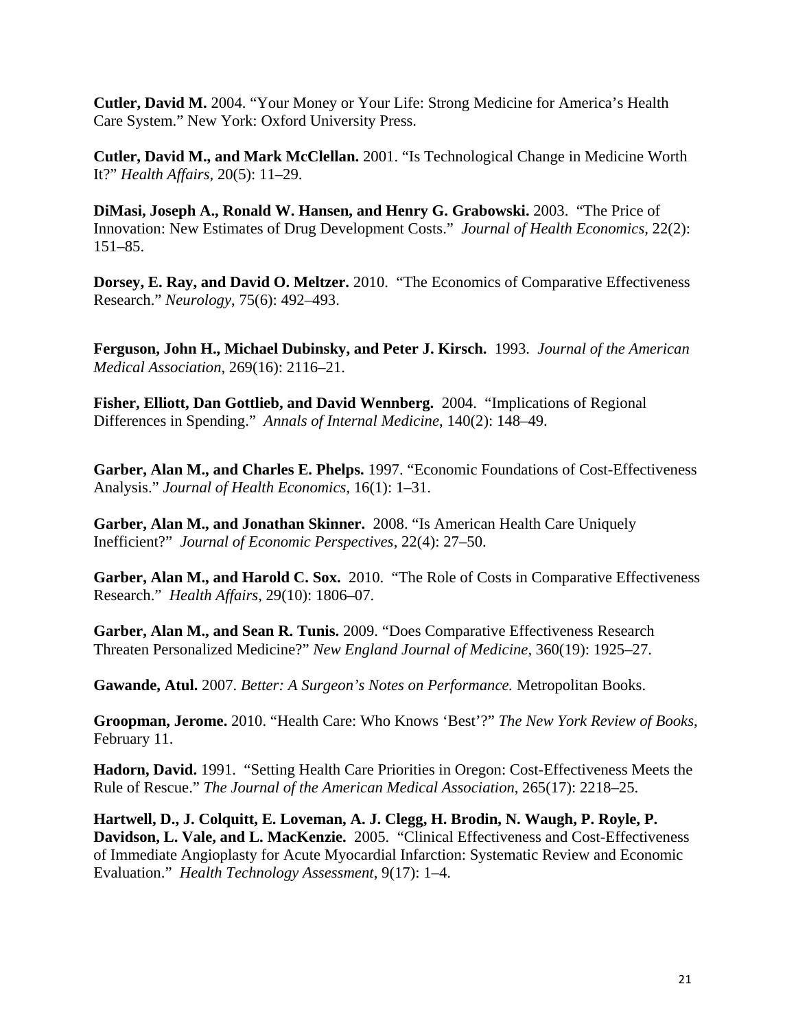**Cutler, David M.** 2004. "Your Money or Your Life: Strong Medicine for America's Health Care System." New York: Oxford University Press.

**Cutler, David M., and Mark McClellan.** 2001. "Is Technological Change in Medicine Worth It?" *Health Affairs*, 20(5): 11–29.

**DiMasi, Joseph A., Ronald W. Hansen, and Henry G. Grabowski.** 2003. "The Price of Innovation: New Estimates of Drug Development Costs." *Journal of Health Economics*, 22(2): 151–85.

**Dorsey, E. Ray, and David O. Meltzer.** 2010. "The Economics of Comparative Effectiveness Research." *Neurology*, 75(6): 492–493.

**Ferguson, John H., Michael Dubinsky, and Peter J. Kirsch.** 1993. *Journal of the American Medical Association*, 269(16): 2116–21.

**Fisher, Elliott, Dan Gottlieb, and David Wennberg.** 2004. "Implications of Regional Differences in Spending." *Annals of Internal Medicine*, 140(2): 148–49.

**Garber, Alan M., and Charles E. Phelps.** 1997. "Economic Foundations of Cost-Effectiveness Analysis." *Journal of Health Economics*, 16(1): 1–31.

**Garber, Alan M., and Jonathan Skinner.** 2008. "Is American Health Care Uniquely Inefficient?" *Journal of Economic Perspectives*, 22(4): 27–50.

**Garber, Alan M., and Harold C. Sox.** 2010. "The Role of Costs in Comparative Effectiveness Research." *Health Affairs*, 29(10): 1806–07.

**Garber, Alan M., and Sean R. Tunis.** 2009. "Does Comparative Effectiveness Research Threaten Personalized Medicine?" *New England Journal of Medicine*, 360(19): 1925–27.

**Gawande, Atul.** 2007. *Better: A Surgeon's Notes on Performance.* Metropolitan Books.

**Groopman, Jerome.** 2010. "Health Care: Who Knows 'Best'?" *The New York Review of Books*, February 11.

**Hadorn, David.** 1991. "Setting Health Care Priorities in Oregon: Cost-Effectiveness Meets the Rule of Rescue." *The Journal of the American Medical Association*, 265(17): 2218–25.

**Hartwell, D., J. Colquitt, E. Loveman, A. J. Clegg, H. Brodin, N. Waugh, P. Royle, P. Davidson, L. Vale, and L. MacKenzie.** 2005. "Clinical Effectiveness and Cost-Effectiveness of Immediate Angioplasty for Acute Myocardial Infarction: Systematic Review and Economic Evaluation." *Health Technology Assessment*, 9(17): 1–4.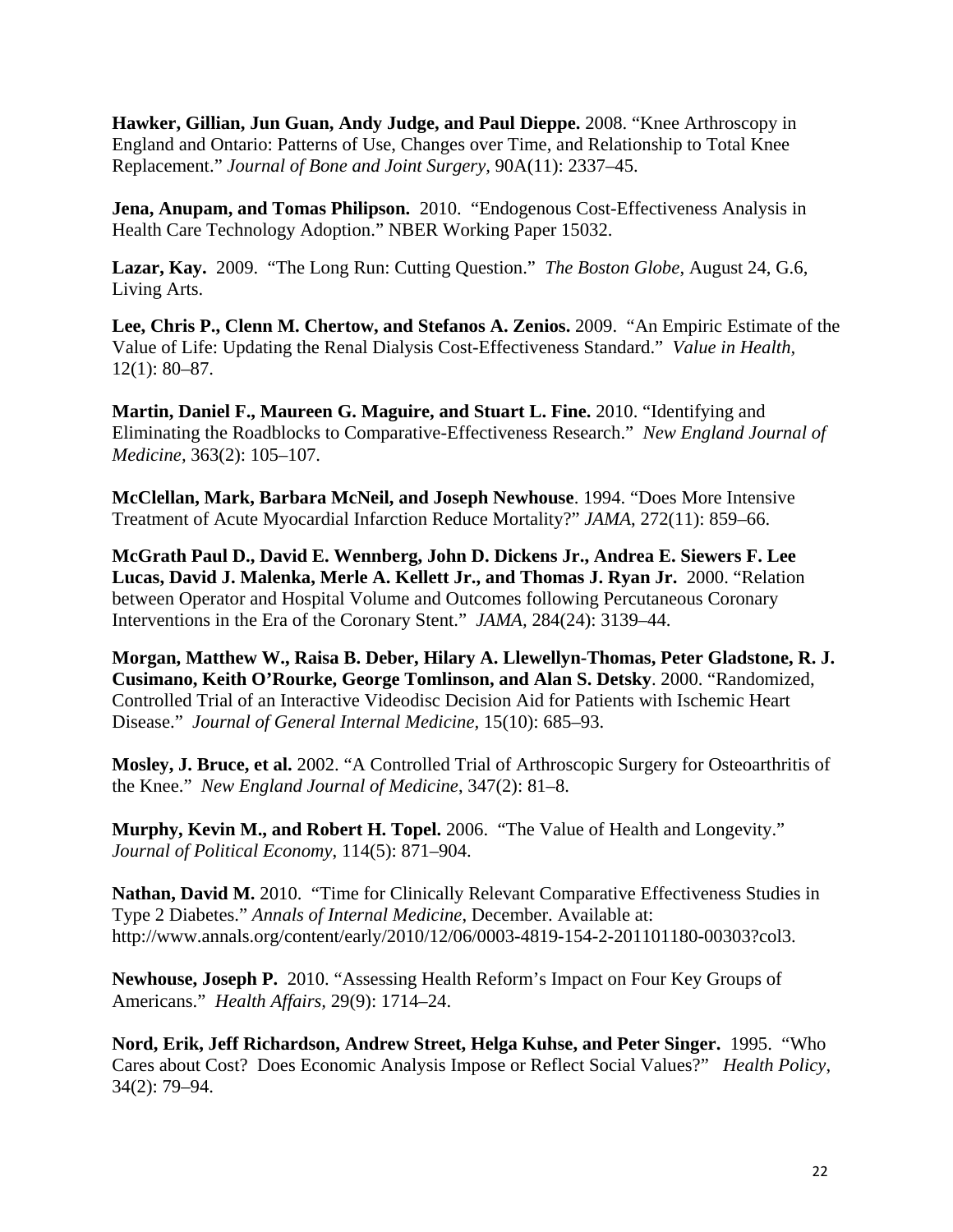**Hawker, Gillian, Jun Guan, Andy Judge, and Paul Dieppe.** 2008. "Knee Arthroscopy in England and Ontario: Patterns of Use, Changes over Time, and Relationship to Total Knee Replacement." *Journal of Bone and Joint Surgery*, 90A(11): 2337–45.

**Jena, Anupam, and Tomas Philipson.** 2010. "Endogenous Cost-Effectiveness Analysis in Health Care Technology Adoption." NBER Working Paper 15032.

**Lazar, Kay.** 2009. "The Long Run: Cutting Question." *The Boston Globe*, August 24, G.6, Living Arts.

**Lee, Chris P., Clenn M. Chertow, and Stefanos A. Zenios.** 2009. "An Empiric Estimate of the Value of Life: Updating the Renal Dialysis Cost-Effectiveness Standard." *Value in Health*, 12(1): 80–87.

**Martin, Daniel F., Maureen G. Maguire, and Stuart L. Fine.** 2010. "Identifying and Eliminating the Roadblocks to Comparative-Effectiveness Research." *New England Journal of Medicine*, 363(2): 105–107.

**McClellan, Mark, Barbara McNeil, and Joseph Newhouse**. 1994. "Does More Intensive Treatment of Acute Myocardial Infarction Reduce Mortality?" *JAMA*, 272(11): 859–66.

**McGrath Paul D., David E. Wennberg, John D. Dickens Jr., Andrea E. Siewers F. Lee Lucas, David J. Malenka, Merle A. Kellett Jr., and Thomas J. Ryan Jr.** 2000. "Relation between Operator and Hospital Volume and Outcomes following Percutaneous Coronary Interventions in the Era of the Coronary Stent." *JAMA*, 284(24): 3139–44.

**Morgan, Matthew W., Raisa B. Deber, Hilary A. Llewellyn-Thomas, Peter Gladstone, R. J. Cusimano, Keith O'Rourke, George Tomlinson, and Alan S. Detsky**. 2000. "Randomized, Controlled Trial of an Interactive Videodisc Decision Aid for Patients with Ischemic Heart Disease." *Journal of General Internal Medicine*, 15(10): 685–93.

**Mosley, J. Bruce, et al.** 2002. "A Controlled Trial of Arthroscopic Surgery for Osteoarthritis of the Knee." *New England Journal of Medicine*, 347(2): 81–8.

**Murphy, Kevin M., and Robert H. Topel.** 2006. "The Value of Health and Longevity." *Journal of Political Economy*, 114(5): 871–904.

**Nathan, David M.** 2010. "Time for Clinically Relevant Comparative Effectiveness Studies in Type 2 Diabetes." *Annals of Internal Medicine*, December. Available at: http://www.annals.org/content/early/2010/12/06/0003-4819-154-2-201101180-00303?col3.

**Newhouse, Joseph P.** 2010. "Assessing Health Reform's Impact on Four Key Groups of Americans." *Health Affairs*, 29(9): 1714–24.

**Nord, Erik, Jeff Richardson, Andrew Street, Helga Kuhse, and Peter Singer.** 1995. "Who Cares about Cost? Does Economic Analysis Impose or Reflect Social Values?" *Health Policy*, 34(2): 79–94.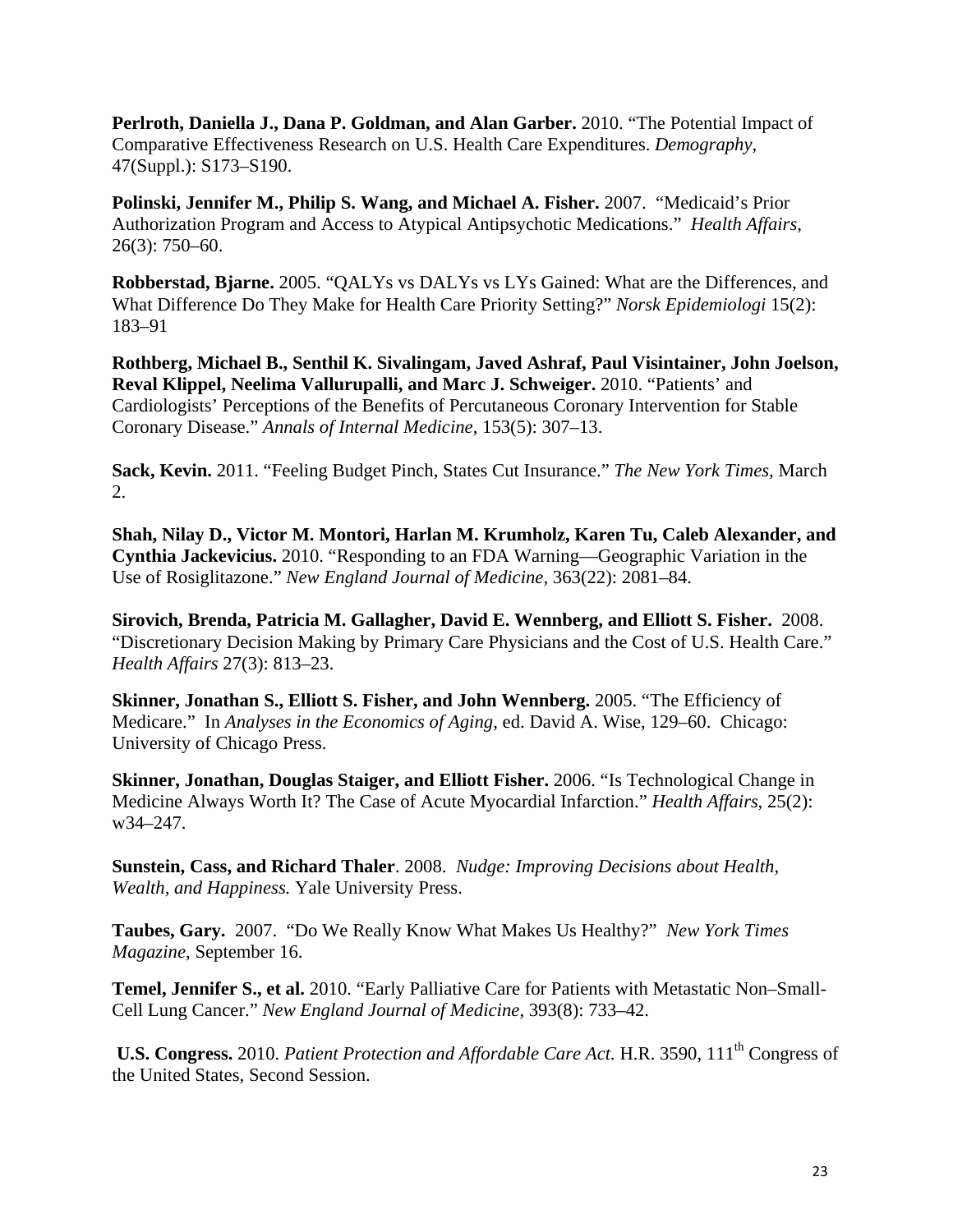**Perlroth, Daniella J., Dana P. Goldman, and Alan Garber.** 2010. "The Potential Impact of Comparative Effectiveness Research on U.S. Health Care Expenditures. *Demography*, 47(Suppl.): S173–S190.

**Polinski, Jennifer M., Philip S. Wang, and Michael A. Fisher.** 2007. "Medicaid's Prior Authorization Program and Access to Atypical Antipsychotic Medications." *Health Affairs*, 26(3): 750–60.

**Robberstad, Bjarne.** 2005. "QALYs vs DALYs vs LYs Gained: What are the Differences, and What Difference Do They Make for Health Care Priority Setting?" *Norsk Epidemiologi* 15(2): 183–91

**Rothberg, Michael B., Senthil K. Sivalingam, Javed Ashraf, Paul Visintainer, John Joelson, Reval Klippel, Neelima Vallurupalli, and Marc J. Schweiger.** 2010. "Patients' and Cardiologists' Perceptions of the Benefits of Percutaneous Coronary Intervention for Stable Coronary Disease." *Annals of Internal Medicine*, 153(5): 307–13.

**Sack, Kevin.** 2011. "Feeling Budget Pinch, States Cut Insurance." *The New York Times*, March 2.

**Shah, Nilay D., Victor M. Montori, Harlan M. Krumholz, Karen Tu, Caleb Alexander, and Cynthia Jackevicius.** 2010. "Responding to an FDA Warning—Geographic Variation in the Use of Rosiglitazone." *New England Journal of Medicine*, 363(22): 2081–84.

**Sirovich, Brenda, Patricia M. Gallagher, David E. Wennberg, and Elliott S. Fisher.** 2008. "Discretionary Decision Making by Primary Care Physicians and the Cost of U.S. Health Care." *Health Affairs* 27(3): 813–23.

**Skinner, Jonathan S., Elliott S. Fisher, and John Wennberg.** 2005. "The Efficiency of Medicare." In *Analyses in the Economics of Aging*, ed. David A. Wise, 129–60. Chicago: University of Chicago Press.

**Skinner, Jonathan, Douglas Staiger, and Elliott Fisher.** 2006. "Is Technological Change in Medicine Always Worth It? The Case of Acute Myocardial Infarction." *Health Affairs*, 25(2): w34–247.

**Sunstein, Cass, and Richard Thaler**. 2008. *Nudge: Improving Decisions about Health, Wealth, and Happiness.* Yale University Press.

**Taubes, Gary.** 2007. "Do We Really Know What Makes Us Healthy?" *New York Times Magazine*, September 16.

**Temel, Jennifer S., et al.** 2010. "Early Palliative Care for Patients with Metastatic Non–Small-Cell Lung Cancer." *New England Journal of Medicine*, 393(8): 733–42.

**U.S. Congress.** 2010. *Patient Protection and Affordable Care Act.* H.R. 3590, 111th Congress of the United States, Second Session.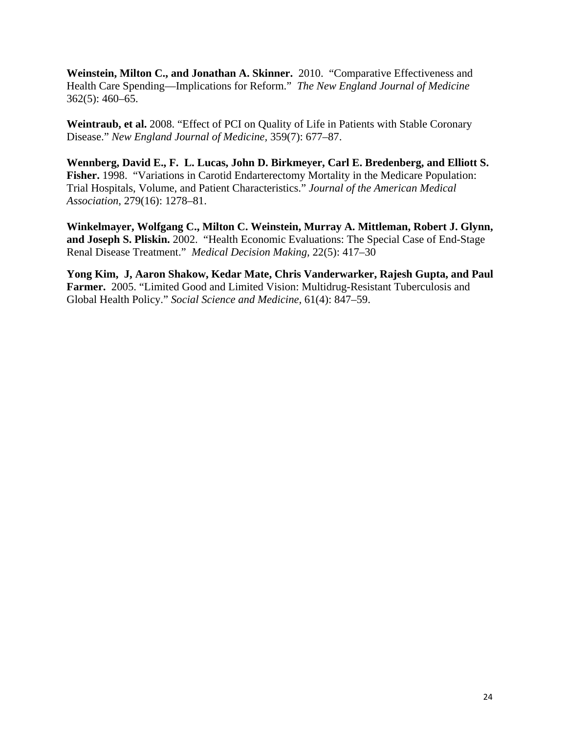**Weinstein, Milton C., and Jonathan A. Skinner.** 2010. "Comparative Effectiveness and Health Care Spending—Implications for Reform." *The New England Journal of Medicine* 362(5): 460–65.

**Weintraub, et al.** 2008. "Effect of PCI on Quality of Life in Patients with Stable Coronary Disease." *New England Journal of Medicine,* 359(7): 677–87.

**Wennberg, David E., F. L. Lucas, John D. Birkmeyer, Carl E. Bredenberg, and Elliott S. Fisher.** 1998. "Variations in Carotid Endarterectomy Mortality in the Medicare Population: Trial Hospitals, Volume, and Patient Characteristics." *Journal of the American Medical Association*, 279(16): 1278–81.

**Winkelmayer, Wolfgang C., Milton C. Weinstein, Murray A. Mittleman, Robert J. Glynn, and Joseph S. Pliskin.** 2002. "Health Economic Evaluations: The Special Case of End-Stage Renal Disease Treatment." *Medical Decision Making,* 22(5): 417–30

**Yong Kim, J, Aaron Shakow, Kedar Mate, Chris Vanderwarker, Rajesh Gupta, and Paul Farmer.** 2005. "Limited Good and Limited Vision: Multidrug-Resistant Tuberculosis and Global Health Policy." *Social Science and Medicine,* 61(4): 847–59.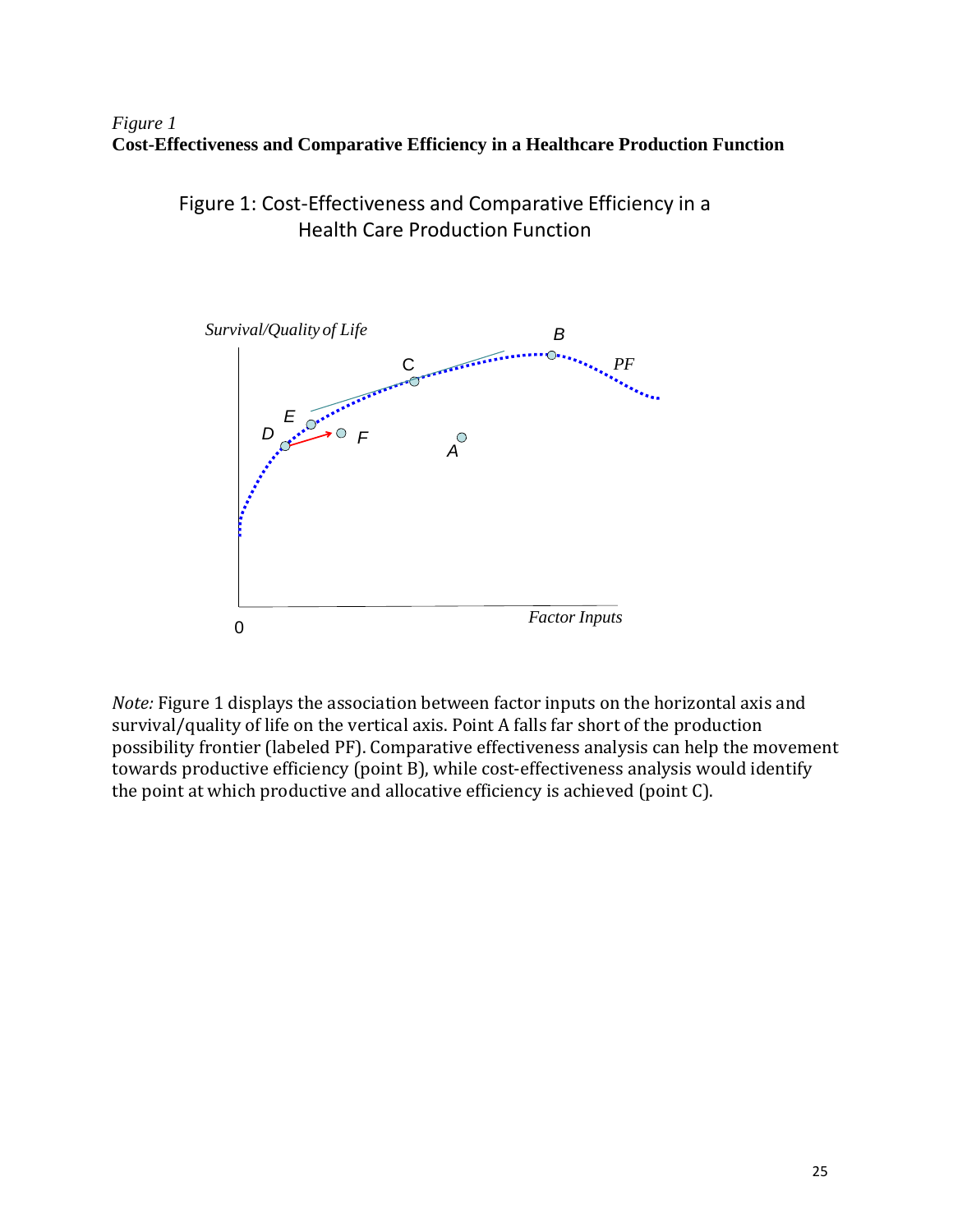*Figure 1*
**Cost-Effectiveness and Comparative Efficiency in a Healthcare Production Function**

*Note:* Figure 1 displays the association between factor inputs on the horizontal axis and survival/quality of life on the vertical axis. Point A falls far short of the production possibility frontier (labeled PF). Comparative effectiveness analysis can help the movement towards productive efficiency (point B), while cost-effectiveness analysis would identify the point at which productive and allocative efficiency is achieved (point C).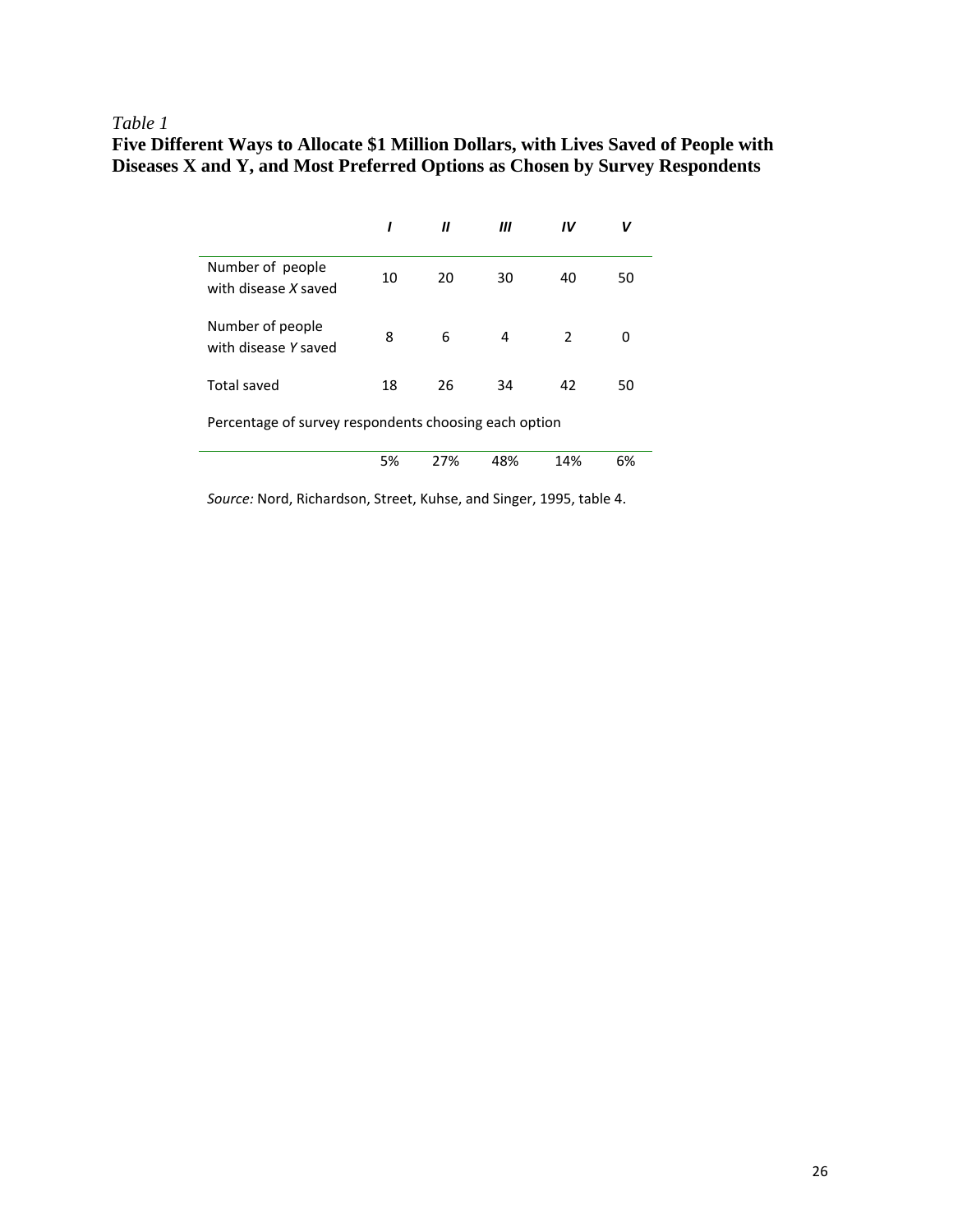*Table 1*

**Five Different Ways to Allocate $1 Million Dollars, with Lives Saved of People with Diseases X and Y, and Most Preferred Options as Chosen by Survey Respondents**

| | *I* | *II* | *III* | *IV* | *V* |
|---|---|---|---|---|---|
| Number of people with disease *X* saved | 10 | 20 | 30 | 40 | 50 |
| Number of people with disease *Y* saved | 8 | 6 | 4 | 2 | 0 |
| Total saved | 18 | 26 | 34 | 42 | 50 |
| Percentage of survey respondents choosing each option | | | | | |
| | 5% | 27% | 48% | 14% | 6% |

*Source:* Nord, Richardson, Street, Kuhse, and Singer, 1995, table 4.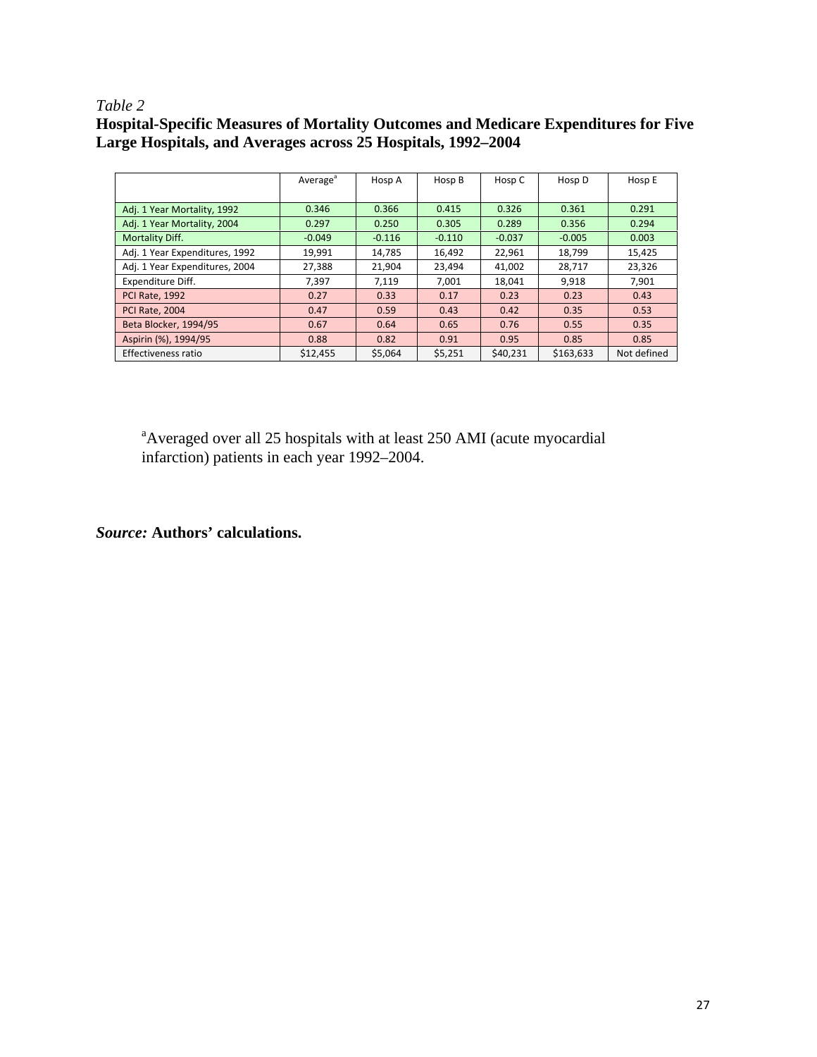*Table 2*

**Hospital-Specific Measures of Mortality Outcomes and Medicare Expenditures for Five Large Hospitals, and Averages across 25 Hospitals, 1992–2004**

| | Average[a] | Hosp A | Hosp B | Hosp C | Hosp D | Hosp E |
|---|---|---|---|---|---|---|
| Adj. 1 Year Mortality, 1992 | 0.346 | 0.366 | 0.415 | 0.326 | 0.361 | 0.291 |
| Adj. 1 Year Mortality, 2004 | 0.297 | 0.250 | 0.305 | 0.289 | 0.356 | 0.294 |
| Mortality Diff. | -0.049 | -0.116 | -0.110 | -0.037 | -0.005 | 0.003 |
| Adj. 1 Year Expenditures, 1992 | 19,991 | 14,785 | 16,492 | 22,961 | 18,799 | 15,425 |
| Adj. 1 Year Expenditures, 2004 | 27,388 | 21,904 | 23,494 | 41,002 | 28,717 | 23,326 |
| Expenditure Diff. | 7,397 | 7,119 | 7,001 | 18,041 | 9,918 | 7,901 |
| PCI Rate, 1992 | 0.27 | 0.33 | 0.17 | 0.23 | 0.23 | 0.43 |
| PCI Rate, 2004 | 0.47 | 0.59 | 0.43 | 0.42 | 0.35 | 0.53 |
| Beta Blocker, 1994/95 | 0.67 | 0.64 | 0.65 | 0.76 | 0.55 | 0.35 |
| Aspirin (%), 1994/95 | 0.88 | 0.82 | 0.91 | 0.95 | 0.85 | 0.85 |
| Effectiveness ratio | $12,455 | $5,064 | $5,251 | $40,231 | $163,633 | Not defined |

[a]Averaged over all 25 hospitals with at least 250 AMI (acute myocardial infarction) patients in each year 1992–2004.

*Source:* **Authors' calculations.**